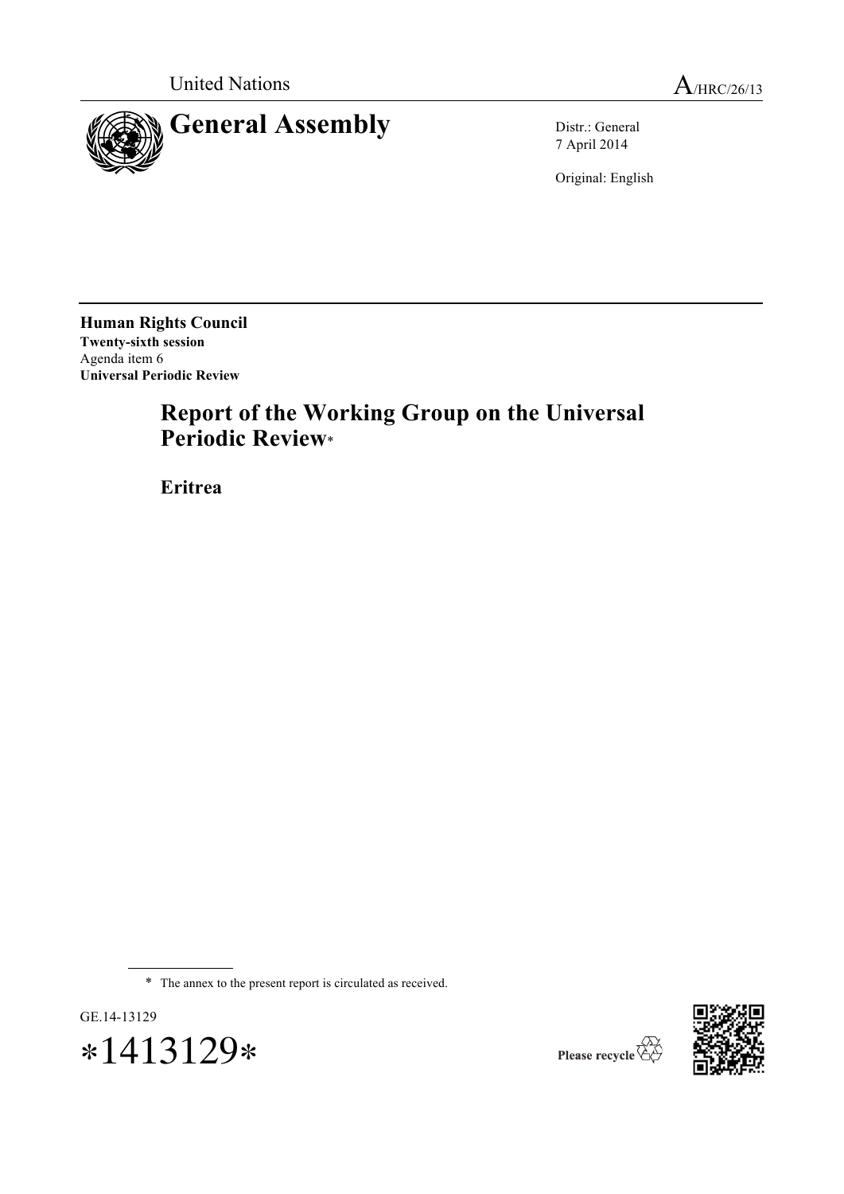United Nations A/HRC/26/13

# General Assembly

Distr.: General
7 April 2014

Original: English

**Human Rights Council**
**Twenty-sixth session**
Agenda item 6
**Universal Periodic Review**

## Report of the Working Group on the Universal Periodic Review*

## Eritrea

---

\* The annex to the present report is circulated as received.

GE.14-13129

*1413129*

Please recycle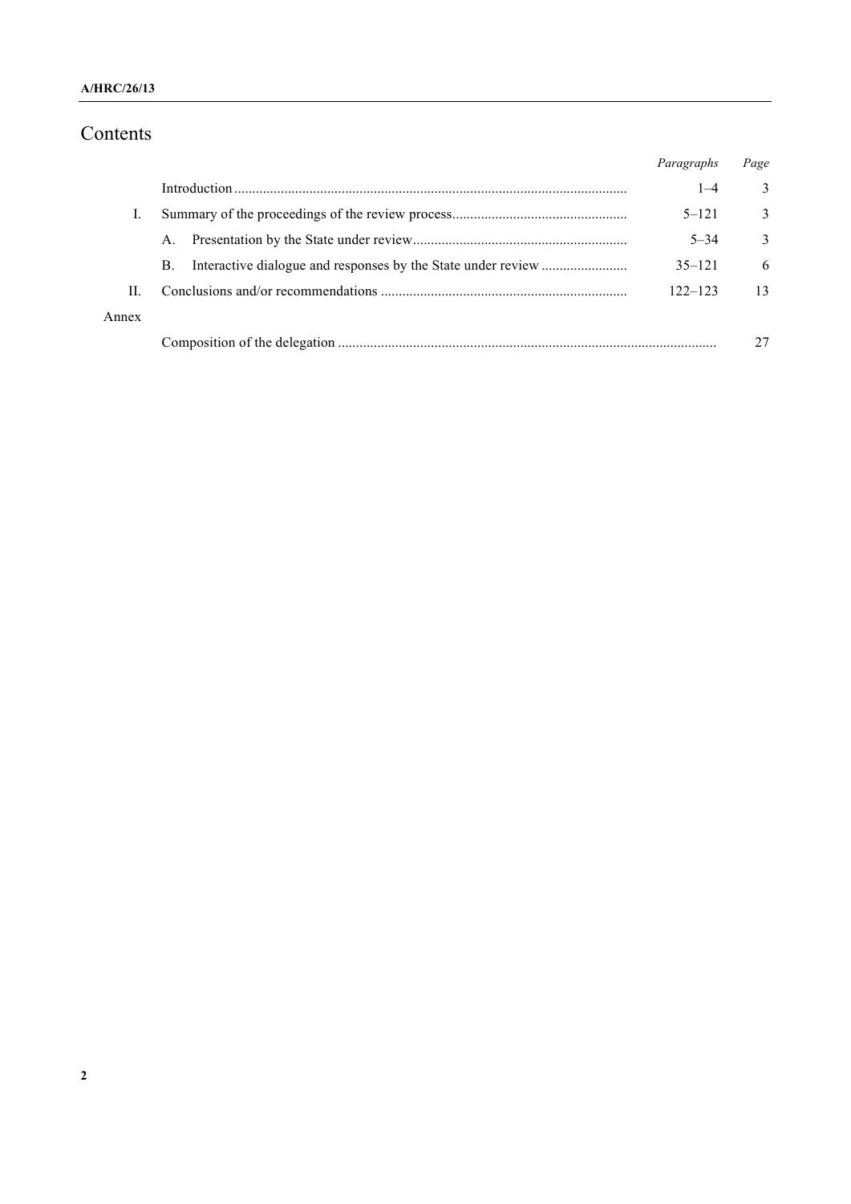# Contents

| | | Paragraphs | Page |
|---|---|---|---|
| | Introduction | 1–4 | 3 |
| I. | Summary of the proceedings of the review process | 5–121 | 3 |
| | A. Presentation by the State under review | 5–34 | 3 |
| | B. Interactive dialogue and responses by the State under review | 35–121 | 6 |
| II. | Conclusions and/or recommendations | 122–123 | 13 |
| Annex | | | |
| | Composition of the delegation | | 27 |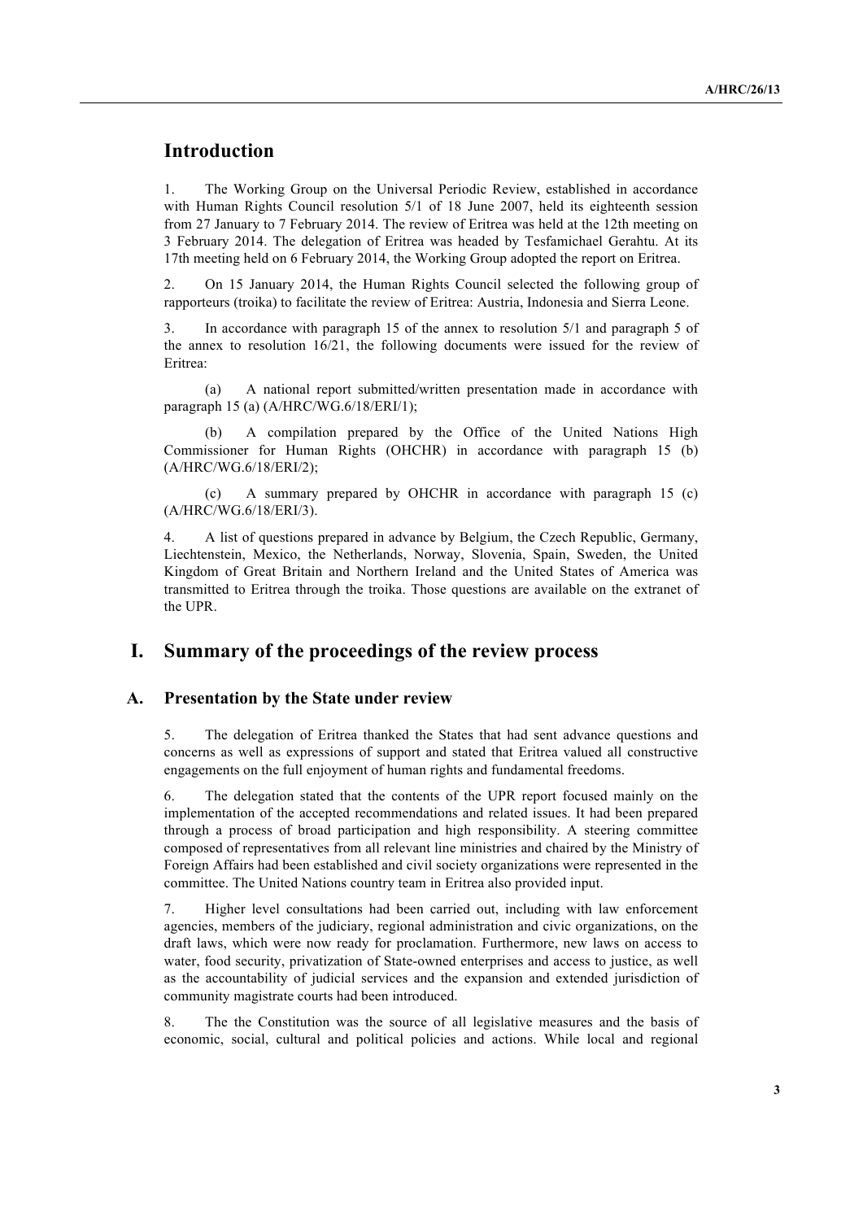## Introduction

1. The Working Group on the Universal Periodic Review, established in accordance with Human Rights Council resolution 5/1 of 18 June 2007, held its eighteenth session from 27 January to 7 February 2014. The review of Eritrea was held at the 12th meeting on 3 February 2014. The delegation of Eritrea was headed by Tesfamichael Gerahtu. At its 17th meeting held on 6 February 2014, the Working Group adopted the report on Eritrea.

2. On 15 January 2014, the Human Rights Council selected the following group of rapporteurs (troika) to facilitate the review of Eritrea: Austria, Indonesia and Sierra Leone.

3. In accordance with paragraph 15 of the annex to resolution 5/1 and paragraph 5 of the annex to resolution 16/21, the following documents were issued for the review of Eritrea:

(a) A national report submitted/written presentation made in accordance with paragraph 15 (a) (A/HRC/WG.6/18/ERI/1);

(b) A compilation prepared by the Office of the United Nations High Commissioner for Human Rights (OHCHR) in accordance with paragraph 15 (b) (A/HRC/WG.6/18/ERI/2);

(c) A summary prepared by OHCHR in accordance with paragraph 15 (c) (A/HRC/WG.6/18/ERI/3).

4. A list of questions prepared in advance by Belgium, the Czech Republic, Germany, Liechtenstein, Mexico, the Netherlands, Norway, Slovenia, Spain, Sweden, the United Kingdom of Great Britain and Northern Ireland and the United States of America was transmitted to Eritrea through the troika. Those questions are available on the extranet of the UPR.

## I. Summary of the proceedings of the review process

### A. Presentation by the State under review

5. The delegation of Eritrea thanked the States that had sent advance questions and concerns as well as expressions of support and stated that Eritrea valued all constructive engagements on the full enjoyment of human rights and fundamental freedoms.

6. The delegation stated that the contents of the UPR report focused mainly on the implementation of the accepted recommendations and related issues. It had been prepared through a process of broad participation and high responsibility. A steering committee composed of representatives from all relevant line ministries and chaired by the Ministry of Foreign Affairs had been established and civil society organizations were represented in the committee. The United Nations country team in Eritrea also provided input.

7. Higher level consultations had been carried out, including with law enforcement agencies, members of the judiciary, regional administration and civic organizations, on the draft laws, which were now ready for proclamation. Furthermore, new laws on access to water, food security, privatization of State-owned enterprises and access to justice, as well as the accountability of judicial services and the expansion and extended jurisdiction of community magistrate courts had been introduced.

8. The the Constitution was the source of all legislative measures and the basis of economic, social, cultural and political policies and actions. While local and regional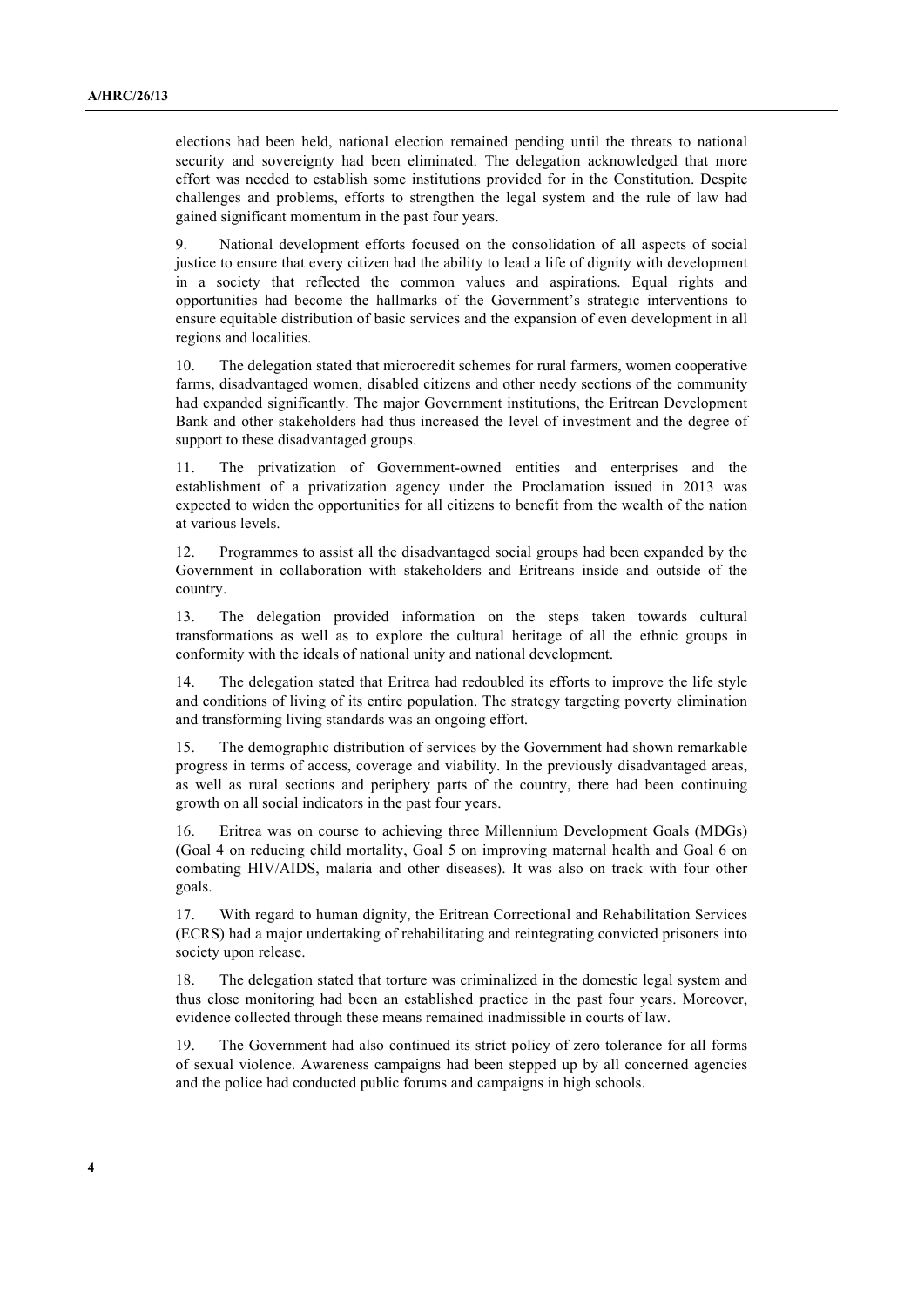elections had been held, national election remained pending until the threats to national security and sovereignty had been eliminated. The delegation acknowledged that more effort was needed to establish some institutions provided for in the Constitution. Despite challenges and problems, efforts to strengthen the legal system and the rule of law had gained significant momentum in the past four years.

9. National development efforts focused on the consolidation of all aspects of social justice to ensure that every citizen had the ability to lead a life of dignity with development in a society that reflected the common values and aspirations. Equal rights and opportunities had become the hallmarks of the Government's strategic interventions to ensure equitable distribution of basic services and the expansion of even development in all regions and localities.

10. The delegation stated that microcredit schemes for rural farmers, women cooperative farms, disadvantaged women, disabled citizens and other needy sections of the community had expanded significantly. The major Government institutions, the Eritrean Development Bank and other stakeholders had thus increased the level of investment and the degree of support to these disadvantaged groups.

11. The privatization of Government-owned entities and enterprises and the establishment of a privatization agency under the Proclamation issued in 2013 was expected to widen the opportunities for all citizens to benefit from the wealth of the nation at various levels.

12. Programmes to assist all the disadvantaged social groups had been expanded by the Government in collaboration with stakeholders and Eritreans inside and outside of the country.

13. The delegation provided information on the steps taken towards cultural transformations as well as to explore the cultural heritage of all the ethnic groups in conformity with the ideals of national unity and national development.

14. The delegation stated that Eritrea had redoubled its efforts to improve the life style and conditions of living of its entire population. The strategy targeting poverty elimination and transforming living standards was an ongoing effort.

15. The demographic distribution of services by the Government had shown remarkable progress in terms of access, coverage and viability. In the previously disadvantaged areas, as well as rural sections and periphery parts of the country, there had been continuing growth on all social indicators in the past four years.

16. Eritrea was on course to achieving three Millennium Development Goals (MDGs) (Goal 4 on reducing child mortality, Goal 5 on improving maternal health and Goal 6 on combating HIV/AIDS, malaria and other diseases). It was also on track with four other goals.

17. With regard to human dignity, the Eritrean Correctional and Rehabilitation Services (ECRS) had a major undertaking of rehabilitating and reintegrating convicted prisoners into society upon release.

18. The delegation stated that torture was criminalized in the domestic legal system and thus close monitoring had been an established practice in the past four years. Moreover, evidence collected through these means remained inadmissible in courts of law.

19. The Government had also continued its strict policy of zero tolerance for all forms of sexual violence. Awareness campaigns had been stepped up by all concerned agencies and the police had conducted public forums and campaigns in high schools.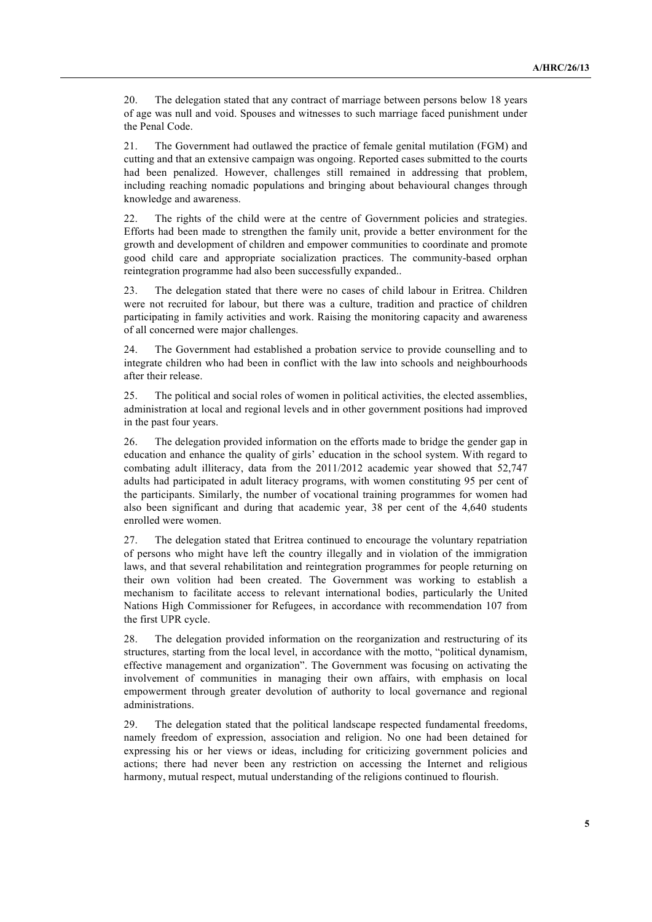20. The delegation stated that any contract of marriage between persons below 18 years of age was null and void. Spouses and witnesses to such marriage faced punishment under the Penal Code.

21. The Government had outlawed the practice of female genital mutilation (FGM) and cutting and that an extensive campaign was ongoing. Reported cases submitted to the courts had been penalized. However, challenges still remained in addressing that problem, including reaching nomadic populations and bringing about behavioural changes through knowledge and awareness.

22. The rights of the child were at the centre of Government policies and strategies. Efforts had been made to strengthen the family unit, provide a better environment for the growth and development of children and empower communities to coordinate and promote good child care and appropriate socialization practices. The community-based orphan reintegration programme had also been successfully expanded..

23. The delegation stated that there were no cases of child labour in Eritrea. Children were not recruited for labour, but there was a culture, tradition and practice of children participating in family activities and work. Raising the monitoring capacity and awareness of all concerned were major challenges.

24. The Government had established a probation service to provide counselling and to integrate children who had been in conflict with the law into schools and neighbourhoods after their release.

25. The political and social roles of women in political activities, the elected assemblies, administration at local and regional levels and in other government positions had improved in the past four years.

26. The delegation provided information on the efforts made to bridge the gender gap in education and enhance the quality of girls' education in the school system. With regard to combating adult illiteracy, data from the 2011/2012 academic year showed that 52,747 adults had participated in adult literacy programs, with women constituting 95 per cent of the participants. Similarly, the number of vocational training programmes for women had also been significant and during that academic year, 38 per cent of the 4,640 students enrolled were women.

27. The delegation stated that Eritrea continued to encourage the voluntary repatriation of persons who might have left the country illegally and in violation of the immigration laws, and that several rehabilitation and reintegration programmes for people returning on their own volition had been created. The Government was working to establish a mechanism to facilitate access to relevant international bodies, particularly the United Nations High Commissioner for Refugees, in accordance with recommendation 107 from the first UPR cycle.

28. The delegation provided information on the reorganization and restructuring of its structures, starting from the local level, in accordance with the motto, "political dynamism, effective management and organization". The Government was focusing on activating the involvement of communities in managing their own affairs, with emphasis on local empowerment through greater devolution of authority to local governance and regional administrations.

29. The delegation stated that the political landscape respected fundamental freedoms, namely freedom of expression, association and religion. No one had been detained for expressing his or her views or ideas, including for criticizing government policies and actions; there had never been any restriction on accessing the Internet and religious harmony, mutual respect, mutual understanding of the religions continued to flourish.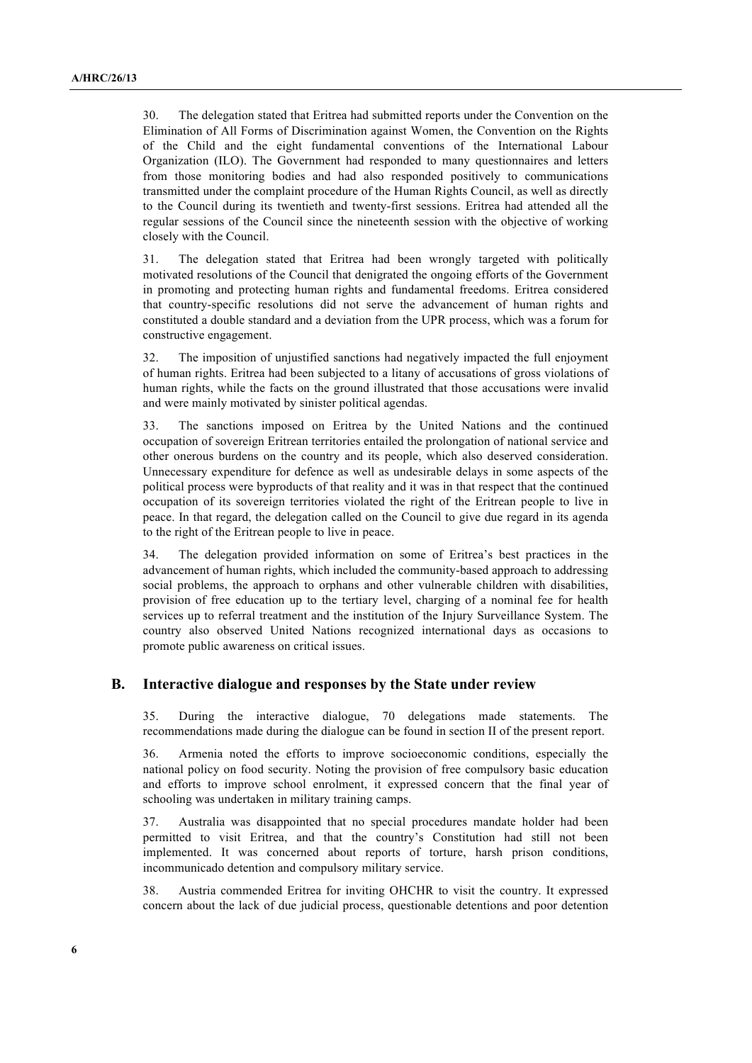30. The delegation stated that Eritrea had submitted reports under the Convention on the Elimination of All Forms of Discrimination against Women, the Convention on the Rights of the Child and the eight fundamental conventions of the International Labour Organization (ILO). The Government had responded to many questionnaires and letters from those monitoring bodies and had also responded positively to communications transmitted under the complaint procedure of the Human Rights Council, as well as directly to the Council during its twentieth and twenty-first sessions. Eritrea had attended all the regular sessions of the Council since the nineteenth session with the objective of working closely with the Council.

31. The delegation stated that Eritrea had been wrongly targeted with politically motivated resolutions of the Council that denigrated the ongoing efforts of the Government in promoting and protecting human rights and fundamental freedoms. Eritrea considered that country-specific resolutions did not serve the advancement of human rights and constituted a double standard and a deviation from the UPR process, which was a forum for constructive engagement.

32. The imposition of unjustified sanctions had negatively impacted the full enjoyment of human rights. Eritrea had been subjected to a litany of accusations of gross violations of human rights, while the facts on the ground illustrated that those accusations were invalid and were mainly motivated by sinister political agendas.

33. The sanctions imposed on Eritrea by the United Nations and the continued occupation of sovereign Eritrean territories entailed the prolongation of national service and other onerous burdens on the country and its people, which also deserved consideration. Unnecessary expenditure for defence as well as undesirable delays in some aspects of the political process were byproducts of that reality and it was in that respect that the continued occupation of its sovereign territories violated the right of the Eritrean people to live in peace. In that regard, the delegation called on the Council to give due regard in its agenda to the right of the Eritrean people to live in peace.

34. The delegation provided information on some of Eritrea's best practices in the advancement of human rights, which included the community-based approach to addressing social problems, the approach to orphans and other vulnerable children with disabilities, provision of free education up to the tertiary level, charging of a nominal fee for health services up to referral treatment and the institution of the Injury Surveillance System. The country also observed United Nations recognized international days as occasions to promote public awareness on critical issues.

## B. Interactive dialogue and responses by the State under review

35. During the interactive dialogue, 70 delegations made statements. The recommendations made during the dialogue can be found in section II of the present report.

36. Armenia noted the efforts to improve socioeconomic conditions, especially the national policy on food security. Noting the provision of free compulsory basic education and efforts to improve school enrolment, it expressed concern that the final year of schooling was undertaken in military training camps.

37. Australia was disappointed that no special procedures mandate holder had been permitted to visit Eritrea, and that the country's Constitution had still not been implemented. It was concerned about reports of torture, harsh prison conditions, incommunicado detention and compulsory military service.

38. Austria commended Eritrea for inviting OHCHR to visit the country. It expressed concern about the lack of due judicial process, questionable detentions and poor detention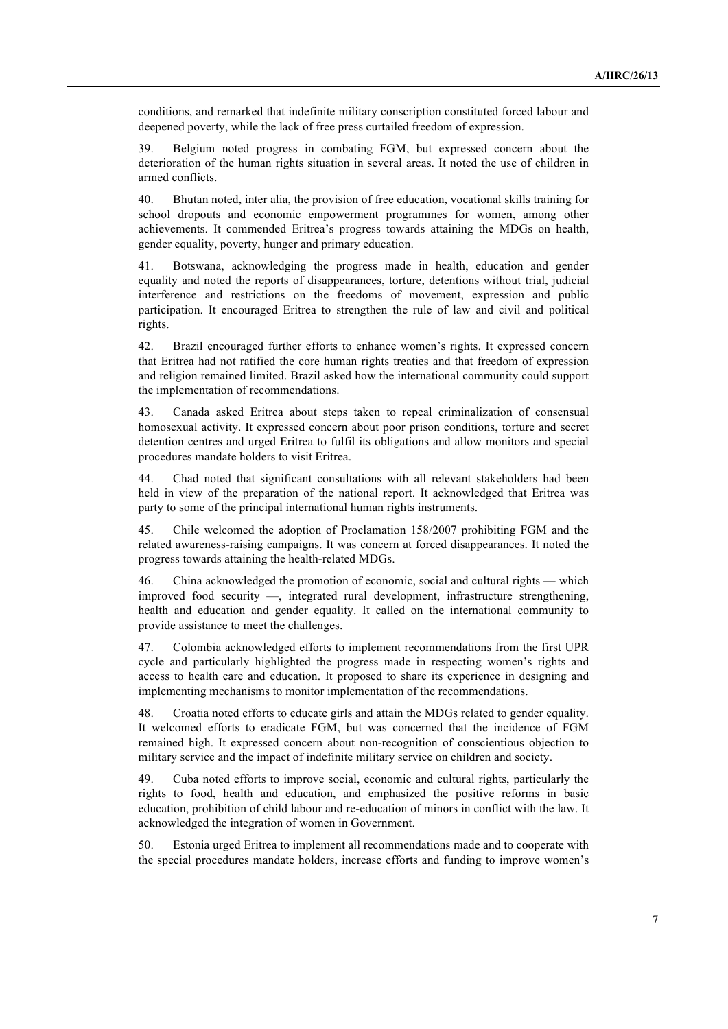conditions, and remarked that indefinite military conscription constituted forced labour and deepened poverty, while the lack of free press curtailed freedom of expression.

39. Belgium noted progress in combating FGM, but expressed concern about the deterioration of the human rights situation in several areas. It noted the use of children in armed conflicts.

40. Bhutan noted, inter alia, the provision of free education, vocational skills training for school dropouts and economic empowerment programmes for women, among other achievements. It commended Eritrea's progress towards attaining the MDGs on health, gender equality, poverty, hunger and primary education.

41. Botswana, acknowledging the progress made in health, education and gender equality and noted the reports of disappearances, torture, detentions without trial, judicial interference and restrictions on the freedoms of movement, expression and public participation. It encouraged Eritrea to strengthen the rule of law and civil and political rights.

42. Brazil encouraged further efforts to enhance women's rights. It expressed concern that Eritrea had not ratified the core human rights treaties and that freedom of expression and religion remained limited. Brazil asked how the international community could support the implementation of recommendations.

43. Canada asked Eritrea about steps taken to repeal criminalization of consensual homosexual activity. It expressed concern about poor prison conditions, torture and secret detention centres and urged Eritrea to fulfil its obligations and allow monitors and special procedures mandate holders to visit Eritrea.

44. Chad noted that significant consultations with all relevant stakeholders had been held in view of the preparation of the national report. It acknowledged that Eritrea was party to some of the principal international human rights instruments.

45. Chile welcomed the adoption of Proclamation 158/2007 prohibiting FGM and the related awareness-raising campaigns. It was concern at forced disappearances. It noted the progress towards attaining the health-related MDGs.

46. China acknowledged the promotion of economic, social and cultural rights — which improved food security —, integrated rural development, infrastructure strengthening, health and education and gender equality. It called on the international community to provide assistance to meet the challenges.

47. Colombia acknowledged efforts to implement recommendations from the first UPR cycle and particularly highlighted the progress made in respecting women's rights and access to health care and education. It proposed to share its experience in designing and implementing mechanisms to monitor implementation of the recommendations.

48. Croatia noted efforts to educate girls and attain the MDGs related to gender equality. It welcomed efforts to eradicate FGM, but was concerned that the incidence of FGM remained high. It expressed concern about non-recognition of conscientious objection to military service and the impact of indefinite military service on children and society.

49. Cuba noted efforts to improve social, economic and cultural rights, particularly the rights to food, health and education, prohibition of child labour and re-education of minors in conflict with the law, and emphasized the positive reforms in basic education, prohibition of child labour and re-education of minors in conflict with the law. It acknowledged the integration of women in Government.

50. Estonia urged Eritrea to implement all recommendations made and to cooperate with the special procedures mandate holders, increase efforts and funding to improve women's

conditions, and remarked that indefinite military conscription constituted forced labour and deepened poverty, while the lack of free press curtailed freedom of expression.

39. Belgium noted progress in combating FGM, but expressed concern about the deterioration of the human rights situation in several areas. It noted the use of children in armed conflicts.

40. Bhutan noted, inter alia, the provision of free education, vocational skills training for school dropouts and economic empowerment programmes for women, among other achievements. It commended Eritrea's progress towards attaining the MDGs on health, gender equality, poverty, hunger and primary education.

41. Botswana, acknowledging the progress made in health, education and gender equality and noted the reports of disappearances, torture, detentions without trial, judicial interference and restrictions on the freedoms of movement, expression and public participation. It encouraged Eritrea to strengthen the rule of law and civil and political rights.

42. Brazil encouraged further efforts to enhance women's rights. It expressed concern that Eritrea had not ratified the core human rights treaties and that freedom of expression and religion remained limited. Brazil asked how the international community could support the implementation of recommendations.

43. Canada asked Eritrea about steps taken to repeal criminalization of consensual homosexual activity. It expressed concern about poor prison conditions, torture and secret detention centres and urged Eritrea to fulfil its obligations and allow monitors and special procedures mandate holders to visit Eritrea.

44. Chad noted that significant consultations with all relevant stakeholders had been held in view of the preparation of the national report. It acknowledged that Eritrea was party to some of the principal international human rights instruments.

45. Chile welcomed the adoption of Proclamation 158/2007 prohibiting FGM and the related awareness-raising campaigns. It was concern at forced disappearances. It noted the progress towards attaining the health-related MDGs.

46. China acknowledged the promotion of economic, social and cultural rights — which improved food security —, integrated rural development, infrastructure strengthening, health and education and gender equality. It called on the international community to provide assistance to meet the challenges.

47. Colombia acknowledged efforts to implement recommendations from the first UPR cycle and particularly highlighted the progress made in respecting women's rights and access to health care and education. It proposed to share its experience in designing and implementing mechanisms to monitor implementation of the recommendations.

48. Croatia noted efforts to educate girls and attain the MDGs related to gender equality. It welcomed efforts to eradicate FGM, but was concerned that the incidence of FGM remained high. It expressed concern about non-recognition of conscientious objection to military service and the impact of indefinite military service on children and society.

49. Cuba noted efforts to improve social, economic and cultural rights, particularly the rights to food, health and education, and emphasized the positive reforms in basic education, prohibition of child labour and re-education of minors in conflict with the law. It acknowledged the integration of women in Government.

50. Estonia urged Eritrea to implement all recommendations made and to cooperate with the special procedures mandate holders, increase efforts and funding to improve women's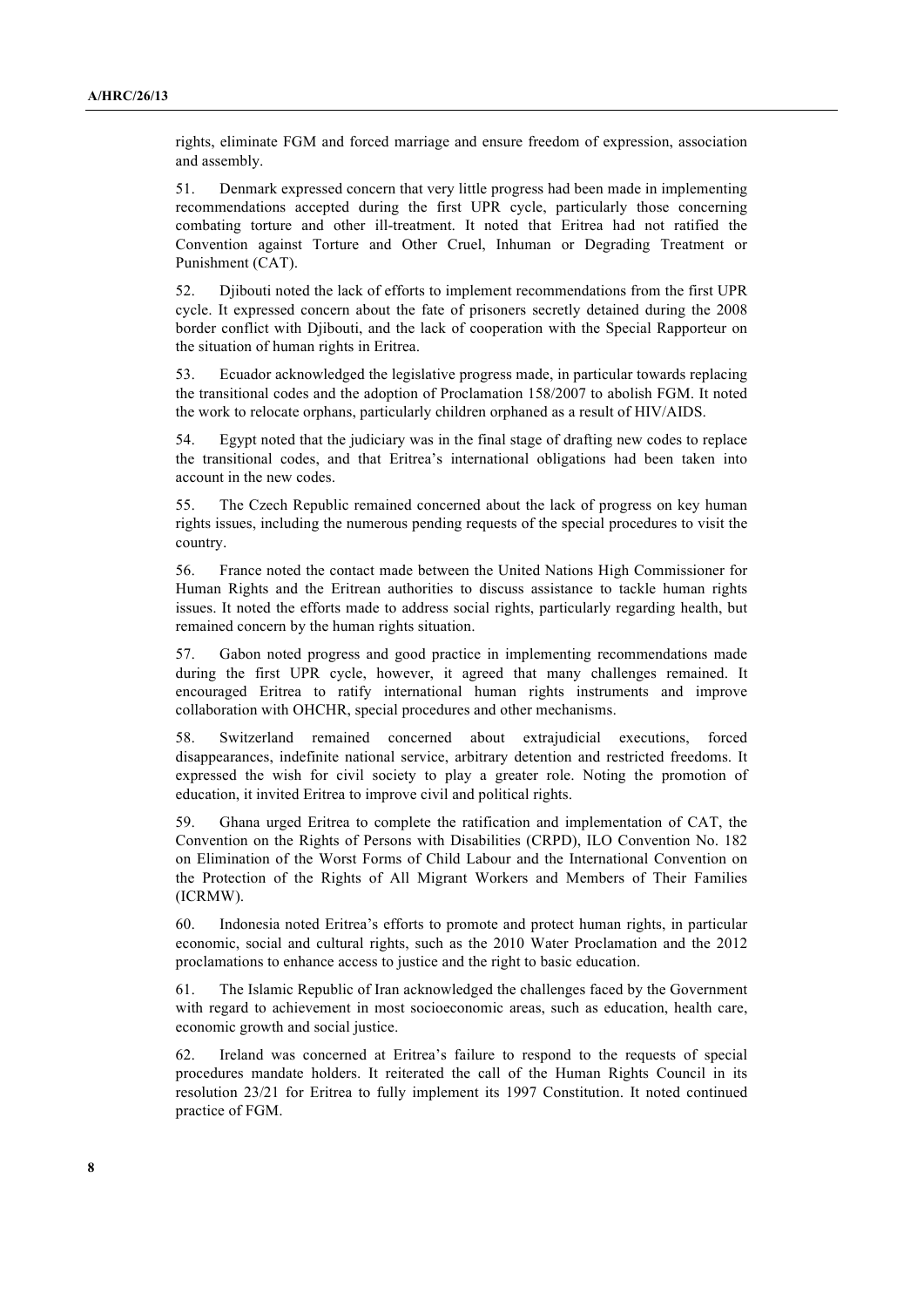rights, eliminate FGM and forced marriage and ensure freedom of expression, association and assembly.

51. Denmark expressed concern that very little progress had been made in implementing recommendations accepted during the first UPR cycle, particularly those concerning combating torture and other ill-treatment. It noted that Eritrea had not ratified the Convention against Torture and Other Cruel, Inhuman or Degrading Treatment or Punishment (CAT).

52. Djibouti noted the lack of efforts to implement recommendations from the first UPR cycle. It expressed concern about the fate of prisoners secretly detained during the 2008 border conflict with Djibouti, and the lack of cooperation with the Special Rapporteur on the situation of human rights in Eritrea.

53. Ecuador acknowledged the legislative progress made, in particular towards replacing the transitional codes and the adoption of Proclamation 158/2007 to abolish FGM. It noted the work to relocate orphans, particularly children orphaned as a result of HIV/AIDS.

54. Egypt noted that the judiciary was in the final stage of drafting new codes to replace the transitional codes, and that Eritrea's international obligations had been taken into account in the new codes.

55. The Czech Republic remained concerned about the lack of progress on key human rights issues, including the numerous pending requests of the special procedures to visit the country.

56. France noted the contact made between the United Nations High Commissioner for Human Rights and the Eritrean authorities to discuss assistance to tackle human rights issues. It noted the efforts made to address social rights, particularly regarding health, but remained concern by the human rights situation.

57. Gabon noted progress and good practice in implementing recommendations made during the first UPR cycle, however, it agreed that many challenges remained. It encouraged Eritrea to ratify international human rights instruments and improve collaboration with OHCHR, special procedures and other mechanisms.

58. Switzerland remained concerned about extrajudicial executions, forced disappearances, indefinite national service, arbitrary detention and restricted freedoms. It expressed the wish for civil society to play a greater role. Noting the promotion of education, it invited Eritrea to improve civil and political rights.

59. Ghana urged Eritrea to complete the ratification and implementation of CAT, the Convention on the Rights of Persons with Disabilities (CRPD), ILO Convention No. 182 on Elimination of the Worst Forms of Child Labour and the International Convention on the Protection of the Rights of All Migrant Workers and Members of Their Families (ICRMW).

60. Indonesia noted Eritrea's efforts to promote and protect human rights, in particular economic, social and cultural rights, such as the 2010 Water Proclamation and the 2012 proclamations to enhance access to justice and the right to basic education.

61. The Islamic Republic of Iran acknowledged the challenges faced by the Government with regard to achievement in most socioeconomic areas, such as education, health care, economic growth and social justice.

62. Ireland was concerned at Eritrea's failure to respond to the requests of special procedures mandate holders. It reiterated the call of the Human Rights Council in its resolution 23/21 for Eritrea to fully implement its 1997 Constitution. It noted continued practice of FGM.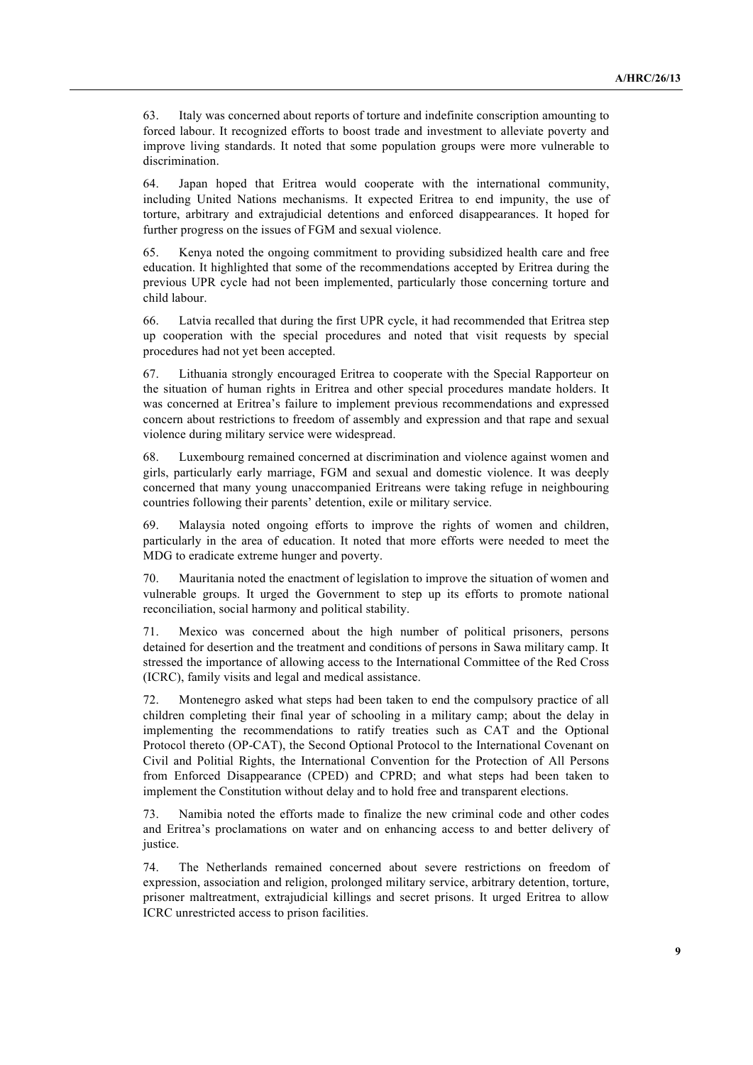63. Italy was concerned about reports of torture and indefinite conscription amounting to forced labour. It recognized efforts to boost trade and investment to alleviate poverty and improve living standards. It noted that some population groups were more vulnerable to discrimination.

64. Japan hoped that Eritrea would cooperate with the international community, including United Nations mechanisms. It expected Eritrea to end impunity, the use of torture, arbitrary and extrajudicial detentions and enforced disappearances. It hoped for further progress on the issues of FGM and sexual violence.

65. Kenya noted the ongoing commitment to providing subsidized health care and free education. It highlighted that some of the recommendations accepted by Eritrea during the previous UPR cycle had not been implemented, particularly those concerning torture and child labour.

66. Latvia recalled that during the first UPR cycle, it had recommended that Eritrea step up cooperation with the special procedures and noted that visit requests by special procedures had not yet been accepted.

67. Lithuania strongly encouraged Eritrea to cooperate with the Special Rapporteur on the situation of human rights in Eritrea and other special procedures mandate holders. It was concerned at Eritrea's failure to implement previous recommendations and expressed concern about restrictions to freedom of assembly and expression and that rape and sexual violence during military service were widespread.

68. Luxembourg remained concerned at discrimination and violence against women and girls, particularly early marriage, FGM and sexual and domestic violence. It was deeply concerned that many young unaccompanied Eritreans were taking refuge in neighbouring countries following their parents' detention, exile or military service.

69. Malaysia noted ongoing efforts to improve the rights of women and children, particularly in the area of education. It noted that more efforts were needed to meet the MDG to eradicate extreme hunger and poverty.

70. Mauritania noted the enactment of legislation to improve the situation of women and vulnerable groups. It urged the Government to step up its efforts to promote national reconciliation, social harmony and political stability.

71. Mexico was concerned about the high number of political prisoners, persons detained for desertion and the treatment and conditions of persons in Sawa military camp. It stressed the importance of allowing access to the International Committee of the Red Cross (ICRC), family visits and legal and medical assistance.

72. Montenegro asked what steps had been taken to end the compulsory practice of all children completing their final year of schooling in a military camp; about the delay in implementing the recommendations to ratify treaties such as CAT and the Optional Protocol thereto (OP-CAT), the Second Optional Protocol to the International Covenant on Civil and Polítial Rights, the International Convention for the Protection of All Persons from Enforced Disappearance (CPED) and CPRD; and what steps had been taken to implement the Constitution without delay and to hold free and transparent elections.

73. Namibia noted the efforts made to finalize the new criminal code and other codes and Eritrea's proclamations on water and on enhancing access to and better delivery of justice.

74. The Netherlands remained concerned about severe restrictions on freedom of expression, association and religion, prolonged military service, arbitrary detention, torture, prisoner maltreatment, extrajudicial killings and secret prisons. It urged Eritrea to allow ICRC unrestricted access to prison facilities.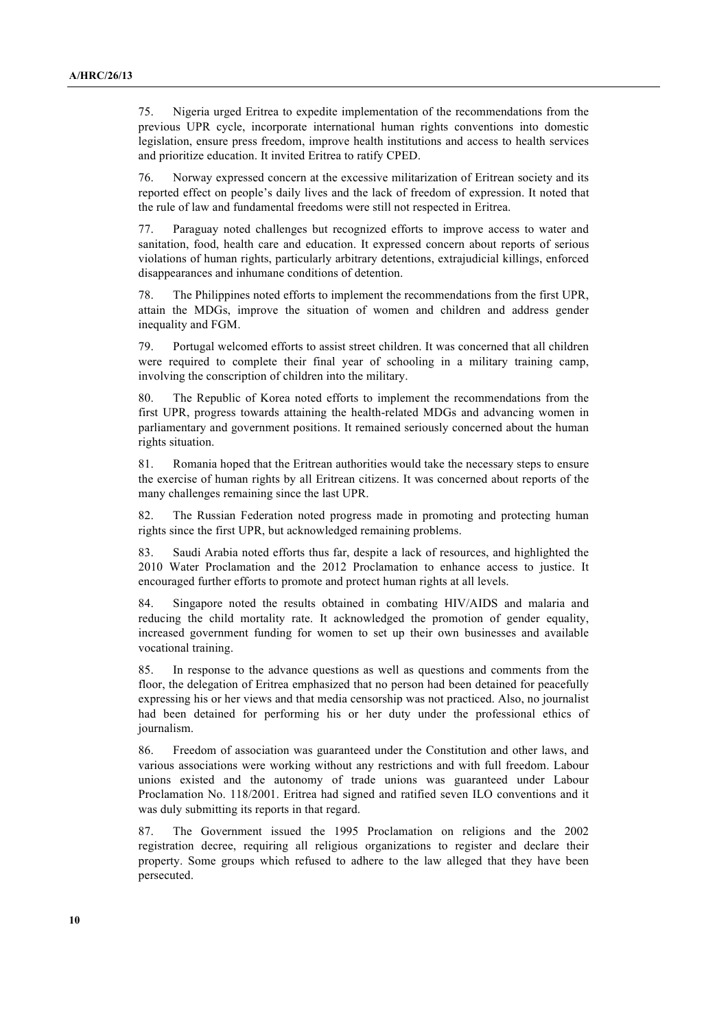75. Nigeria urged Eritrea to expedite implementation of the recommendations from the previous UPR cycle, incorporate international human rights conventions into domestic legislation, ensure press freedom, improve health institutions and access to health services and prioritize education. It invited Eritrea to ratify CPED.

76. Norway expressed concern at the excessive militarization of Eritrean society and its reported effect on people's daily lives and the lack of freedom of expression. It noted that the rule of law and fundamental freedoms were still not respected in Eritrea.

77. Paraguay noted challenges but recognized efforts to improve access to water and sanitation, food, health care and education. It expressed concern about reports of serious violations of human rights, particularly arbitrary detentions, extrajudicial killings, enforced disappearances and inhumane conditions of detention.

78. The Philippines noted efforts to implement the recommendations from the first UPR, attain the MDGs, improve the situation of women and children and address gender inequality and FGM.

79. Portugal welcomed efforts to assist street children. It was concerned that all children were required to complete their final year of schooling in a military training camp, involving the conscription of children into the military.

80. The Republic of Korea noted efforts to implement the recommendations from the first UPR, progress towards attaining the health-related MDGs and advancing women in parliamentary and government positions. It remained seriously concerned about the human rights situation.

81. Romania hoped that the Eritrean authorities would take the necessary steps to ensure the exercise of human rights by all Eritrean citizens. It was concerned about reports of the many challenges remaining since the last UPR.

82. The Russian Federation noted progress made in promoting and protecting human rights since the first UPR, but acknowledged remaining problems.

83. Saudi Arabia noted efforts thus far, despite a lack of resources, and highlighted the 2010 Water Proclamation and the 2012 Proclamation to enhance access to justice. It encouraged further efforts to promote and protect human rights at all levels.

84. Singapore noted the results obtained in combating HIV/AIDS and malaria and reducing the child mortality rate. It acknowledged the promotion of gender equality, increased government funding for women to set up their own businesses and available vocational training.

85. In response to the advance questions as well as questions and comments from the floor, the delegation of Eritrea emphasized that no person had been detained for peacefully expressing his or her views and that media censorship was not practiced. Also, no journalist had been detained for performing his or her duty under the professional ethics of journalism.

86. Freedom of association was guaranteed under the Constitution and other laws, and various associations were working without any restrictions and with full freedom. Labour unions existed and the autonomy of trade unions was guaranteed under Labour Proclamation No. 118/2001. Eritrea had signed and ratified seven ILO conventions and it was duly submitting its reports in that regard.

87. The Government issued the 1995 Proclamation on religions and the 2002 registration decree, requiring all religious organizations to register and declare their property. Some groups which refused to adhere to the law alleged that they have been persecuted.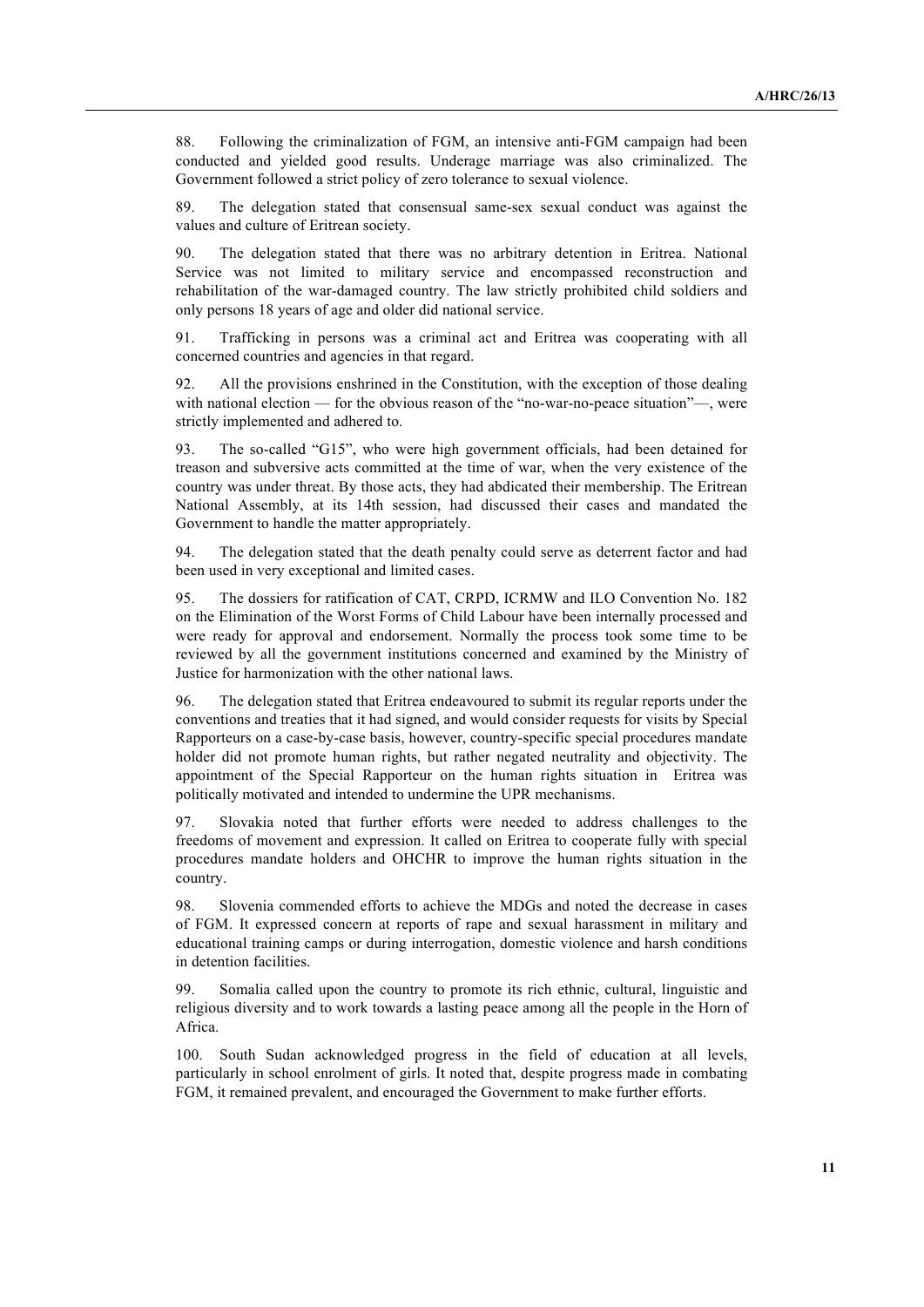88. Following the criminalization of FGM, an intensive anti-FGM campaign had been conducted and yielded good results. Underage marriage was also criminalized. The Government followed a strict policy of zero tolerance to sexual violence.

89. The delegation stated that consensual same-sex sexual conduct was against the values and culture of Eritrean society.

90. The delegation stated that there was no arbitrary detention in Eritrea. National Service was not limited to military service and encompassed reconstruction and rehabilitation of the war-damaged country. The law strictly prohibited child soldiers and only persons 18 years of age and older did national service.

91. Trafficking in persons was a criminal act and Eritrea was cooperating with all concerned countries and agencies in that regard.

92. All the provisions enshrined in the Constitution, with the exception of those dealing with national election — for the obvious reason of the "no-war-no-peace situation"—, were strictly implemented and adhered to.

93. The so-called "G15", who were high government officials, had been detained for treason and subversive acts committed at the time of war, when the very existence of the country was under threat. By those acts, they had abdicated their membership. The Eritrean National Assembly, at its 14th session, had discussed their cases and mandated the Government to handle the matter appropriately.

94. The delegation stated that the death penalty could serve as deterrent factor and had been used in very exceptional and limited cases.

95. The dossiers for ratification of CAT, CRPD, ICRMW and ILO Convention No. 182 on the Elimination of the Worst Forms of Child Labour have been internally processed and were ready for approval and endorsement. Normally the process took some time to be reviewed by all the government institutions concerned and examined by the Ministry of Justice for harmonization with the other national laws.

96. The delegation stated that Eritrea endeavoured to submit its regular reports under the conventions and treaties that it had signed, and would consider requests for visits by Special Rapporteurs on a case-by-case basis, however, country-specific special procedures mandate holder did not promote human rights, but rather negated neutrality and objectivity. The appointment of the Special Rapporteur on the human rights situation in Eritrea was politically motivated and intended to undermine the UPR mechanisms.

97. Slovakia noted that further efforts were needed to address challenges to the freedoms of movement and expression. It called on Eritrea to cooperate fully with special procedures mandate holders and OHCHR to improve the human rights situation in the country.

98. Slovenia commended efforts to achieve the MDGs and noted the decrease in cases of FGM. It expressed concern at reports of rape and sexual harassment in military and educational training camps or during interrogation, domestic violence and harsh conditions in detention facilities.

99. Somalia called upon the country to promote its rich ethnic, cultural, linguistic and religious diversity and to work towards a lasting peace among all the people in the Horn of Africa.

100. South Sudan acknowledged progress in the field of education at all levels, particularly in school enrolment of girls. It noted that, despite progress made in combating FGM, it remained prevalent, and encouraged the Government to make further efforts.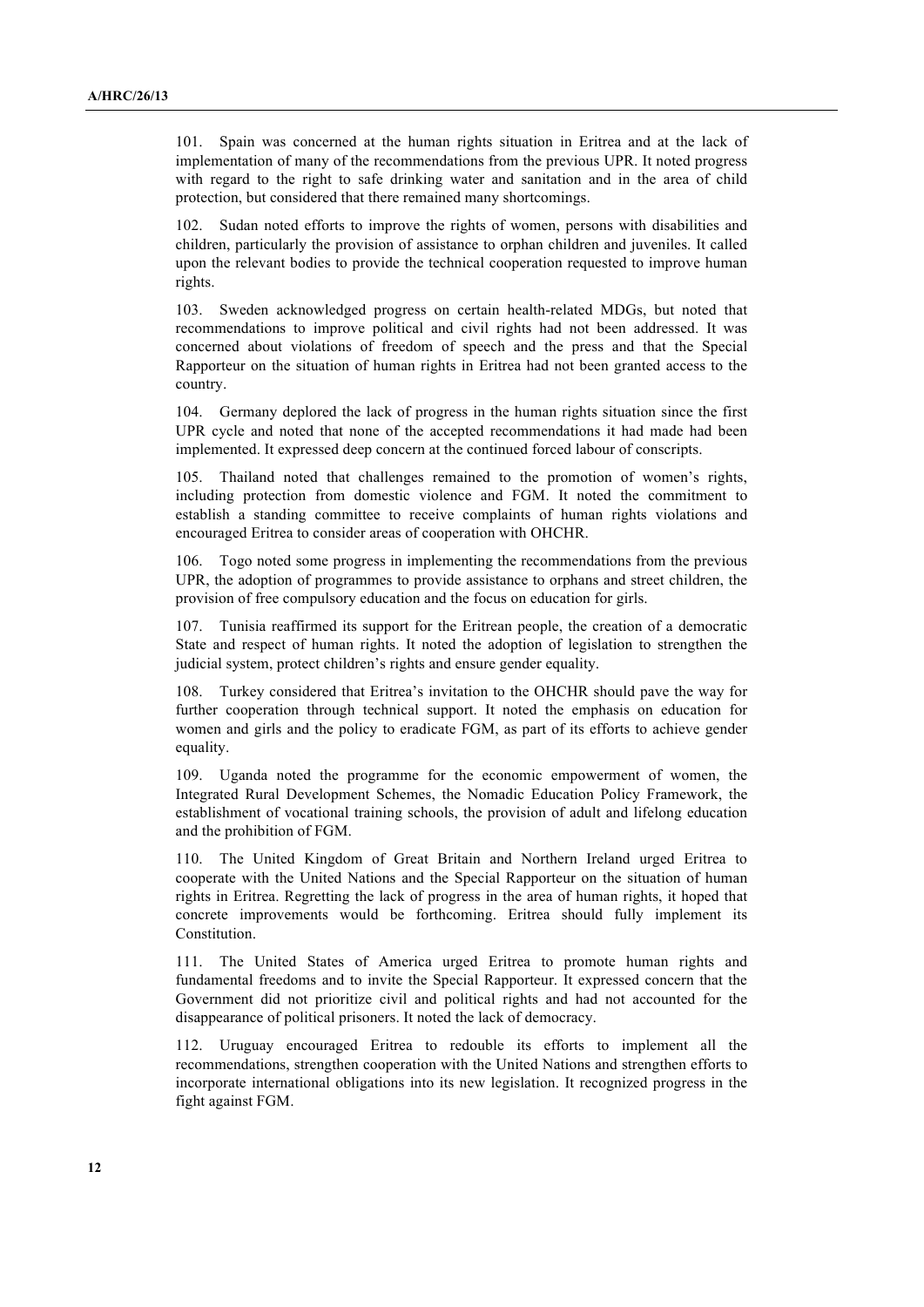101. Spain was concerned at the human rights situation in Eritrea and at the lack of implementation of many of the recommendations from the previous UPR. It noted progress with regard to the right to safe drinking water and sanitation and in the area of child protection, but considered that there remained many shortcomings.

102. Sudan noted efforts to improve the rights of women, persons with disabilities and children, particularly the provision of assistance to orphan children and juveniles. It called upon the relevant bodies to provide the technical cooperation requested to improve human rights.

103. Sweden acknowledged progress on certain health-related MDGs, but noted that recommendations to improve political and civil rights had not been addressed. It was concerned about violations of freedom of speech and the press and that the Special Rapporteur on the situation of human rights in Eritrea had not been granted access to the country.

104. Germany deplored the lack of progress in the human rights situation since the first UPR cycle and noted that none of the accepted recommendations it had made had been implemented. It expressed deep concern at the continued forced labour of conscripts.

105. Thailand noted that challenges remained to the promotion of women's rights, including protection from domestic violence and FGM. It noted the commitment to establish a standing committee to receive complaints of human rights violations and encouraged Eritrea to consider areas of cooperation with OHCHR.

106. Togo noted some progress in implementing the recommendations from the previous UPR, the adoption of programmes to provide assistance to orphans and street children, the provision of free compulsory education and the focus on education for girls.

107. Tunisia reaffirmed its support for the Eritrean people, the creation of a democratic State and respect of human rights. It noted the adoption of legislation to strengthen the judicial system, protect children's rights and ensure gender equality.

108. Turkey considered that Eritrea's invitation to the OHCHR should pave the way for further cooperation through technical support. It noted the emphasis on education for women and girls and the policy to eradicate FGM, as part of its efforts to achieve gender equality.

109. Uganda noted the programme for the economic empowerment of women, the Integrated Rural Development Schemes, the Nomadic Education Policy Framework, the establishment of vocational training schools, the provision of adult and lifelong education and the prohibition of FGM.

110. The United Kingdom of Great Britain and Northern Ireland urged Eritrea to cooperate with the United Nations and the Special Rapporteur on the situation of human rights in Eritrea. Regretting the lack of progress in the area of human rights, it hoped that concrete improvements would be forthcoming. Eritrea should fully implement its Constitution.

111. The United States of America urged Eritrea to promote human rights and fundamental freedoms and to invite the Special Rapporteur. It expressed concern that the Government did not prioritize civil and political rights and had not accounted for the disappearance of political prisoners. It noted the lack of democracy.

112. Uruguay encouraged Eritrea to redouble its efforts to implement all the recommendations, strengthen cooperation with the United Nations and strengthen efforts to incorporate international obligations into its new legislation. It recognized progress in the fight against FGM.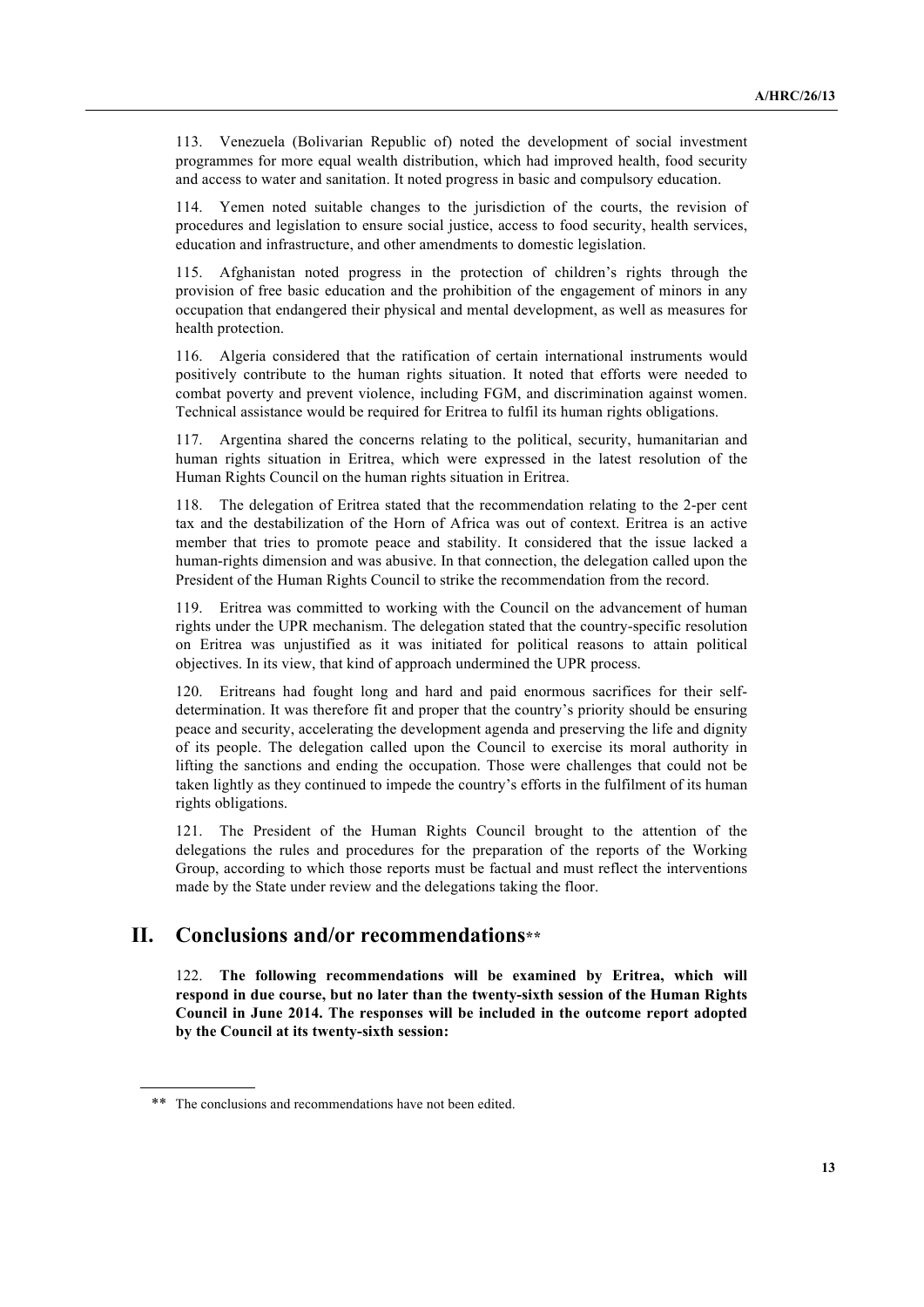113. Venezuela (Bolivarian Republic of) noted the development of social investment programmes for more equal wealth distribution, which had improved health, food security and access to water and sanitation. It noted progress in basic and compulsory education.

114. Yemen noted suitable changes to the jurisdiction of the courts, the revision of procedures and legislation to ensure social justice, access to food security, health services, education and infrastructure, and other amendments to domestic legislation.

115. Afghanistan noted progress in the protection of children's rights through the provision of free basic education and the prohibition of the engagement of minors in any occupation that endangered their physical and mental development, as well as measures for health protection.

116. Algeria considered that the ratification of certain international instruments would positively contribute to the human rights situation. It noted that efforts were needed to combat poverty and prevent violence, including FGM, and discrimination against women. Technical assistance would be required for Eritrea to fulfil its human rights obligations.

117. Argentina shared the concerns relating to the political, security, humanitarian and human rights situation in Eritrea, which were expressed in the latest resolution of the Human Rights Council on the human rights situation in Eritrea.

118. The delegation of Eritrea stated that the recommendation relating to the 2-per cent tax and the destabilization of the Horn of Africa was out of context. Eritrea is an active member that tries to promote peace and stability. It considered that the issue lacked a human-rights dimension and was abusive. In that connection, the delegation called upon the President of the Human Rights Council to strike the recommendation from the record.

119. Eritrea was committed to working with the Council on the advancement of human rights under the UPR mechanism. The delegation stated that the country-specific resolution on Eritrea was unjustified as it was initiated for political reasons to attain political objectives. In its view, that kind of approach undermined the UPR process.

120. Eritreans had fought long and hard and paid enormous sacrifices for their self-determination. It was therefore fit and proper that the country's priority should be ensuring peace and security, accelerating the development agenda and preserving the life and dignity of its people. The delegation called upon the Council to exercise its moral authority in lifting the sanctions and ending the occupation. Those were challenges that could not be taken lightly as they continued to impede the country's efforts in the fulfilment of its human rights obligations.

121. The President of the Human Rights Council brought to the attention of the delegations the rules and procedures for the preparation of the reports of the Working Group, according to which those reports must be factual and must reflect the interventions made by the State under review and the delegations taking the floor.

## II. Conclusions and/or recommendations**

122. **The following recommendations will be examined by Eritrea, which will respond in due course, but no later than the twenty-sixth session of the Human Rights Council in June 2014. The responses will be included in the outcome report adopted by the Council at its twenty-sixth session:**

** The conclusions and recommendations have not been edited.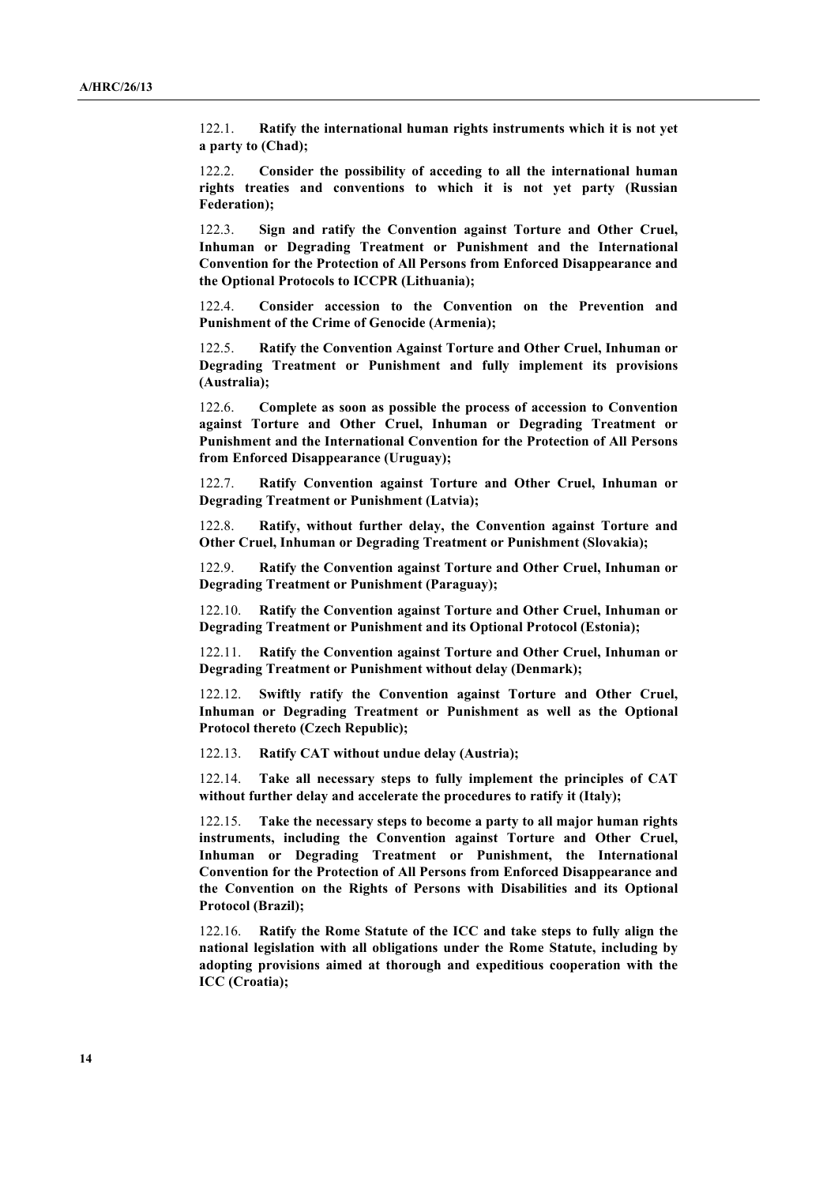122.1. **Ratify the international human rights instruments which it is not yet a party to (Chad);**

122.2. **Consider the possibility of acceding to all the international human rights treaties and conventions to which it is not yet party (Russian Federation);**

122.3. **Sign and ratify the Convention against Torture and Other Cruel, Inhuman or Degrading Treatment or Punishment and the International Convention for the Protection of All Persons from Enforced Disappearance and the Optional Protocols to ICCPR (Lithuania);**

122.4. **Consider accession to the Convention on the Prevention and Punishment of the Crime of Genocide (Armenia);**

122.5. **Ratify the Convention Against Torture and Other Cruel, Inhuman or Degrading Treatment or Punishment and fully implement its provisions (Australia);**

122.6. **Complete as soon as possible the process of accession to Convention against Torture and Other Cruel, Inhuman or Degrading Treatment or Punishment and the International Convention for the Protection of All Persons from Enforced Disappearance (Uruguay);**

122.7. **Ratify Convention against Torture and Other Cruel, Inhuman or Degrading Treatment or Punishment (Latvia);**

122.8. **Ratify, without further delay, the Convention against Torture and Other Cruel, Inhuman or Degrading Treatment or Punishment (Slovakia);**

122.9. **Ratify the Convention against Torture and Other Cruel, Inhuman or Degrading Treatment or Punishment (Paraguay);**

122.10. **Ratify the Convention against Torture and Other Cruel, Inhuman or Degrading Treatment or Punishment and its Optional Protocol (Estonia);**

122.11. **Ratify the Convention against Torture and Other Cruel, Inhuman or Degrading Treatment or Punishment without delay (Denmark);**

122.12. **Swiftly ratify the Convention against Torture and Other Cruel, Inhuman or Degrading Treatment or Punishment as well as the Optional Protocol thereto (Czech Republic);**

122.13. **Ratify CAT without undue delay (Austria);**

122.14. **Take all necessary steps to fully implement the principles of CAT without further delay and accelerate the procedures to ratify it (Italy);**

122.15. **Take the necessary steps to become a party to all major human rights instruments, including the Convention against Torture and Other Cruel, Inhuman or Degrading Treatment or Punishment, the International Convention for the Protection of All Persons from Enforced Disappearance and the Convention on the Rights of Persons with Disabilities and its Optional Protocol (Brazil);**

122.16. **Ratify the Rome Statute of the ICC and take steps to fully align the national legislation with all obligations under the Rome Statute, including by adopting provisions aimed at thorough and expeditious cooperation with the ICC (Croatia);**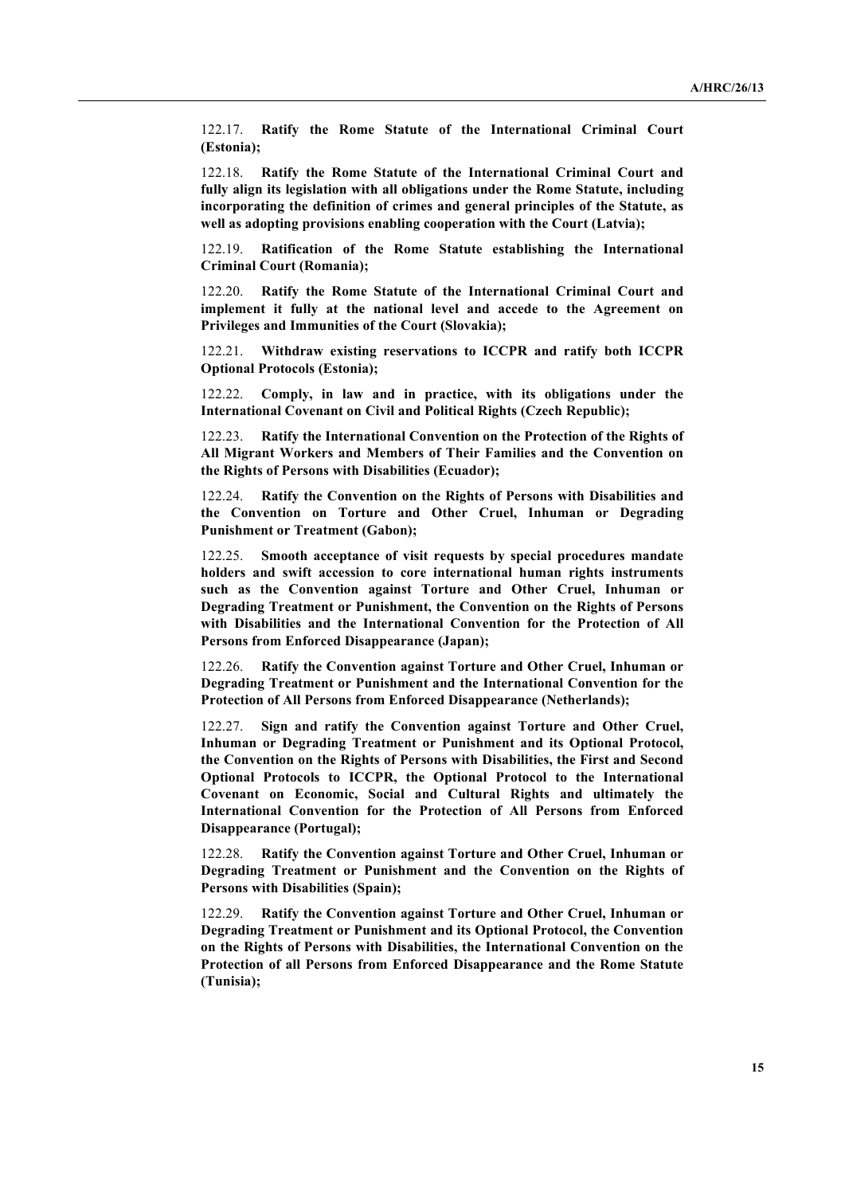122.17. **Ratify the Rome Statute of the International Criminal Court (Estonia);**

122.18. **Ratify the Rome Statute of the International Criminal Court and fully align its legislation with all obligations under the Rome Statute, including incorporating the definition of crimes and general principles of the Statute, as well as adopting provisions enabling cooperation with the Court (Latvia);**

122.19. **Ratification of the Rome Statute establishing the International Criminal Court (Romania);**

122.20. **Ratify the Rome Statute of the International Criminal Court and implement it fully at the national level and accede to the Agreement on Privileges and Immunities of the Court (Slovakia);**

122.21. **Withdraw existing reservations to ICCPR and ratify both ICCPR Optional Protocols (Estonia);**

122.22. **Comply, in law and in practice, with its obligations under the International Covenant on Civil and Political Rights (Czech Republic);**

122.23. **Ratify the International Convention on the Protection of the Rights of All Migrant Workers and Members of Their Families and the Convention on the Rights of Persons with Disabilities (Ecuador);**

122.24. **Ratify the Convention on the Rights of Persons with Disabilities and the Convention on Torture and Other Cruel, Inhuman or Degrading Punishment or Treatment (Gabon);**

122.25. **Smooth acceptance of visit requests by special procedures mandate holders and swift accession to core international human rights instruments such as the Convention against Torture and Other Cruel, Inhuman or Degrading Treatment or Punishment, the Convention on the Rights of Persons with Disabilities and the International Convention for the Protection of All Persons from Enforced Disappearance (Japan);**

122.26. **Ratify the Convention against Torture and Other Cruel, Inhuman or Degrading Treatment or Punishment and the International Convention for the Protection of All Persons from Enforced Disappearance (Netherlands);**

122.27. **Sign and ratify the Convention against Torture and Other Cruel, Inhuman or Degrading Treatment or Punishment and its Optional Protocol, the Convention on the Rights of Persons with Disabilities, the First and Second Optional Protocols to ICCPR, the Optional Protocol to the International Covenant on Economic, Social and Cultural Rights and ultimately the International Convention for the Protection of All Persons from Enforced Disappearance (Portugal);**

122.28. **Ratify the Convention against Torture and Other Cruel, Inhuman or Degrading Treatment or Punishment and the Convention on the Rights of Persons with Disabilities (Spain);**

122.29. **Ratify the Convention against Torture and Other Cruel, Inhuman or Degrading Treatment or Punishment and its Optional Protocol, the Convention on the Rights of Persons with Disabilities, the International Convention on the Protection of all Persons from Enforced Disappearance and the Rome Statute (Tunisia);**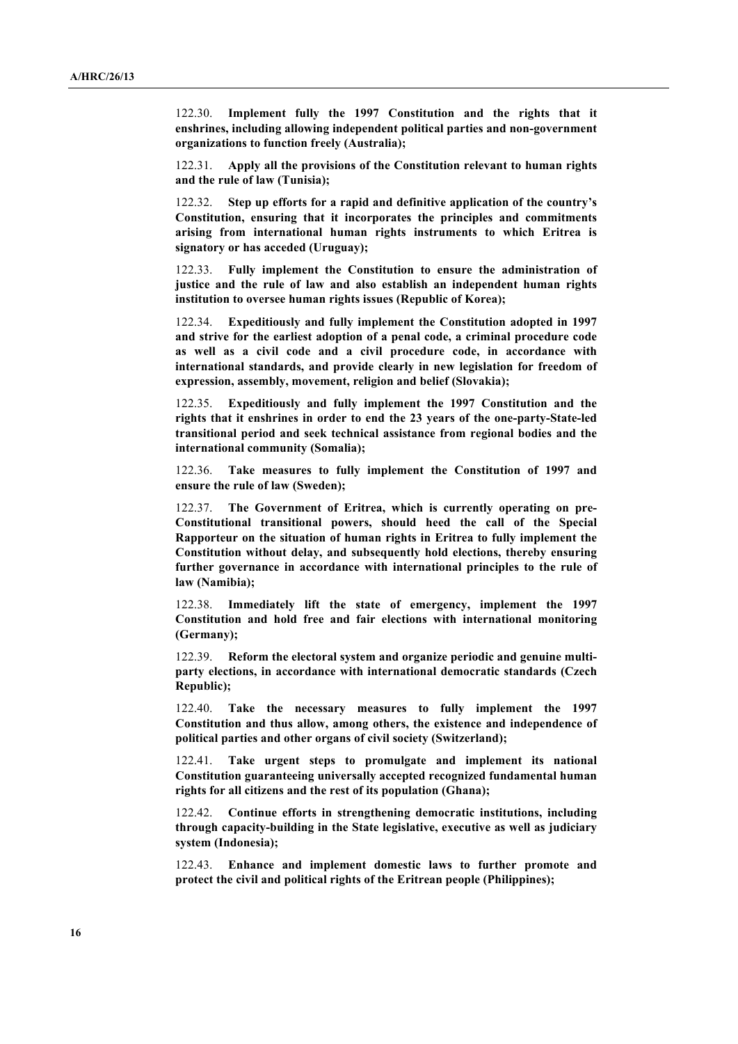122.30. **Implement fully the 1997 Constitution and the rights that it enshrines, including allowing independent political parties and non-government organizations to function freely (Australia);**

122.31. **Apply all the provisions of the Constitution relevant to human rights and the rule of law (Tunisia);**

122.32. **Step up efforts for a rapid and definitive application of the country's Constitution, ensuring that it incorporates the principles and commitments arising from international human rights instruments to which Eritrea is signatory or has acceded (Uruguay);**

122.33. **Fully implement the Constitution to ensure the administration of justice and the rule of law and also establish an independent human rights institution to oversee human rights issues (Republic of Korea);**

122.34. **Expeditiously and fully implement the Constitution adopted in 1997 and strive for the earliest adoption of a penal code, a criminal procedure code as well as a civil code and a civil procedure code, in accordance with international standards, and provide clearly in new legislation for freedom of expression, assembly, movement, religion and belief (Slovakia);**

122.35. **Expeditiously and fully implement the 1997 Constitution and the rights that it enshrines in order to end the 23 years of the one-party-State-led transitional period and seek technical assistance from regional bodies and the international community (Somalia);**

122.36. **Take measures to fully implement the Constitution of 1997 and ensure the rule of law (Sweden);**

122.37. **The Government of Eritrea, which is currently operating on pre-Constitutional transitional powers, should heed the call of the Special Rapporteur on the situation of human rights in Eritrea to fully implement the Constitution without delay, and subsequently hold elections, thereby ensuring further governance in accordance with international principles to the rule of law (Namibia);**

122.38. **Immediately lift the state of emergency, implement the 1997 Constitution and hold free and fair elections with international monitoring (Germany);**

122.39. **Reform the electoral system and organize periodic and genuine multi-party elections, in accordance with international democratic standards (Czech Republic);**

122.40. **Take the necessary measures to fully implement the 1997 Constitution and thus allow, among others, the existence and independence of political parties and other organs of civil society (Switzerland);**

122.41. **Take urgent steps to promulgate and implement its national Constitution guaranteeing universally accepted recognized fundamental human rights for all citizens and the rest of its population (Ghana);**

122.42. **Continue efforts in strengthening democratic institutions, including through capacity-building in the State legislative, executive as well as judiciary system (Indonesia);**

122.43. **Enhance and implement domestic laws to further promote and protect the civil and political rights of the Eritrean people (Philippines);**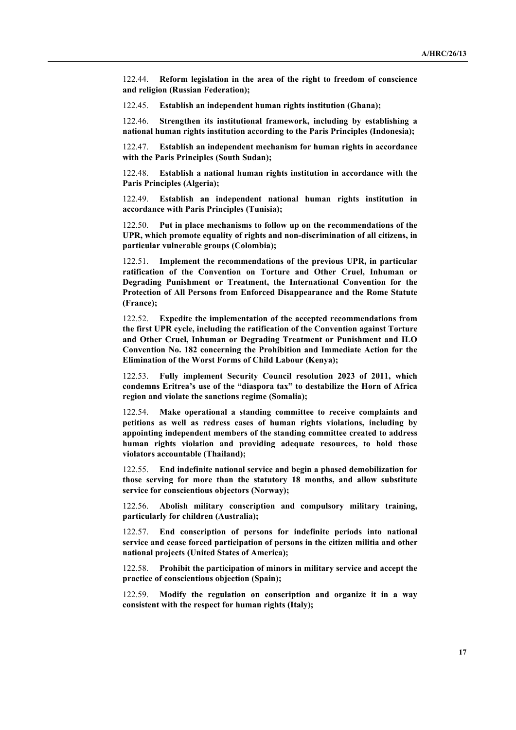122.44. **Reform legislation in the area of the right to freedom of conscience and religion (Russian Federation);**

122.45. **Establish an independent human rights institution (Ghana);**

122.46. **Strengthen its institutional framework, including by establishing a national human rights institution according to the Paris Principles (Indonesia);**

122.47. **Establish an independent mechanism for human rights in accordance with the Paris Principles (South Sudan);**

122.48. **Establish a national human rights institution in accordance with the Paris Principles (Algeria);**

122.49. **Establish an independent national human rights institution in accordance with Paris Principles (Tunisia);**

122.50. **Put in place mechanisms to follow up on the recommendations of the UPR, which promote equality of rights and non-discrimination of all citizens, in particular vulnerable groups (Colombia);**

122.51. **Implement the recommendations of the previous UPR, in particular ratification of the Convention on Torture and Other Cruel, Inhuman or Degrading Punishment or Treatment, the International Convention for the Protection of All Persons from Enforced Disappearance and the Rome Statute (France);**

122.52. **Expedite the implementation of the accepted recommendations from the first UPR cycle, including the ratification of the Convention against Torture and Other Cruel, Inhuman or Degrading Treatment or Punishment and ILO Convention No. 182 concerning the Prohibition and Immediate Action for the Elimination of the Worst Forms of Child Labour (Kenya);**

122.53. **Fully implement Security Council resolution 2023 of 2011, which condemns Eritrea's use of the "diaspora tax" to destabilize the Horn of Africa region and violate the sanctions regime (Somalia);**

122.54. **Make operational a standing committee to receive complaints and petitions as well as redress cases of human rights violations, including by appointing independent members of the standing committee created to address human rights violation and providing adequate resources, to hold those violators accountable (Thailand);**

122.55. **End indefinite national service and begin a phased demobilization for those serving for more than the statutory 18 months, and allow substitute service for conscientious objectors (Norway);**

122.56. **Abolish military conscription and compulsory military training, particularly for children (Australia);**

122.57. **End conscription of persons for indefinite periods into national service and cease forced participation of persons in the citizen militia and other national projects (United States of America);**

122.58. **Prohibit the participation of minors in military service and accept the practice of conscientious objection (Spain);**

122.59. **Modify the regulation on conscription and organize it in a way consistent with the respect for human rights (Italy);**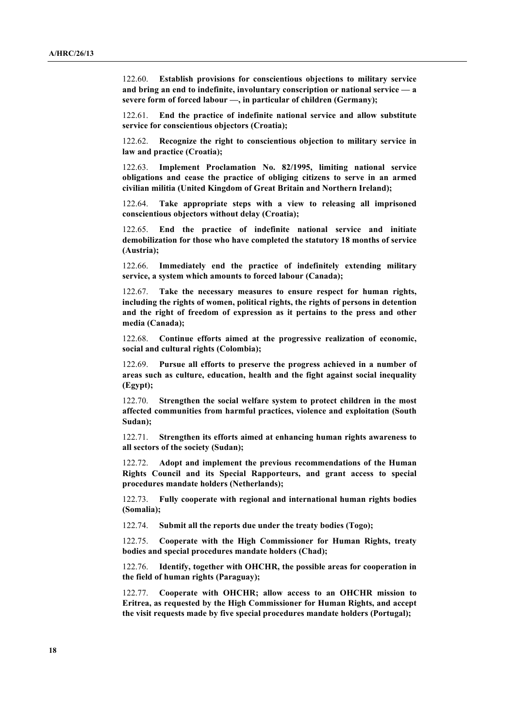122.60. **Establish provisions for conscientious objections to military service and bring an end to indefinite, involuntary conscription or national service — a severe form of forced labour —, in particular of children (Germany);**

122.61. **End the practice of indefinite national service and allow substitute service for conscientious objectors (Croatia);**

122.62. **Recognize the right to conscientious objection to military service in law and practice (Croatia);**

122.63. **Implement Proclamation No. 82/1995, limiting national service obligations and cease the practice of obliging citizens to serve in an armed civilian militia (United Kingdom of Great Britain and Northern Ireland);**

122.64. **Take appropriate steps with a view to releasing all imprisoned conscientious objectors without delay (Croatia);**

122.65. **End the practice of indefinite national service and initiate demobilization for those who have completed the statutory 18 months of service (Austria);**

122.66. **Immediately end the practice of indefinitely extending military service, a system which amounts to forced labour (Canada);**

122.67. **Take the necessary measures to ensure respect for human rights, including the rights of women, political rights, the rights of persons in detention and the right of freedom of expression as it pertains to the press and other media (Canada);**

122.68. **Continue efforts aimed at the progressive realization of economic, social and cultural rights (Colombia);**

122.69. **Pursue all efforts to preserve the progress achieved in a number of areas such as culture, education, health and the fight against social inequality (Egypt);**

122.70. **Strengthen the social welfare system to protect children in the most affected communities from harmful practices, violence and exploitation (South Sudan);**

122.71. **Strengthen its efforts aimed at enhancing human rights awareness to all sectors of the society (Sudan);**

122.72. **Adopt and implement the previous recommendations of the Human Rights Council and its Special Rapporteurs, and grant access to special procedures mandate holders (Netherlands);**

122.73. **Fully cooperate with regional and international human rights bodies (Somalia);**

122.74. **Submit all the reports due under the treaty bodies (Togo);**

122.75. **Cooperate with the High Commissioner for Human Rights, treaty bodies and special procedures mandate holders (Chad);**

122.76. **Identify, together with OHCHR, the possible areas for cooperation in the field of human rights (Paraguay);**

122.77. **Cooperate with OHCHR; allow access to an OHCHR mission to Eritrea, as requested by the High Commissioner for Human Rights, and accept the visit requests made by five special procedures mandate holders (Portugal);**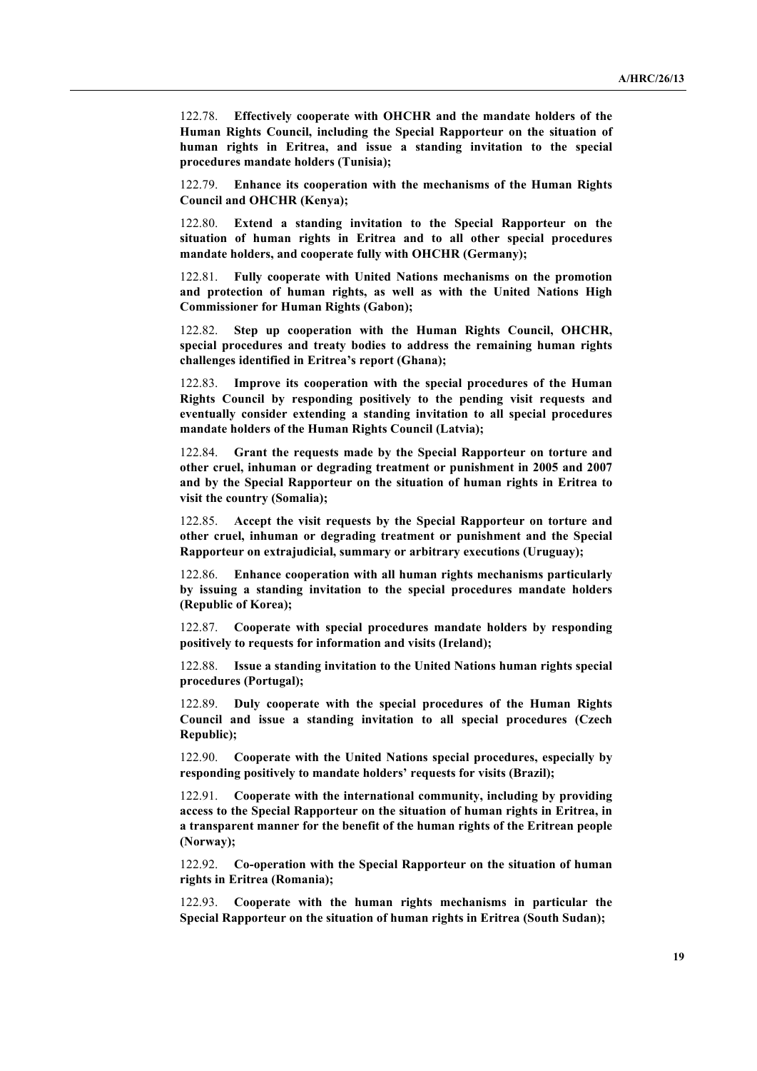122.78. **Effectively cooperate with OHCHR and the mandate holders of the Human Rights Council, including the Special Rapporteur on the situation of human rights in Eritrea, and issue a standing invitation to the special procedures mandate holders (Tunisia);**

122.79. **Enhance its cooperation with the mechanisms of the Human Rights Council and OHCHR (Kenya);**

122.80. **Extend a standing invitation to the Special Rapporteur on the situation of human rights in Eritrea and to all other special procedures mandate holders, and cooperate fully with OHCHR (Germany);**

122.81. **Fully cooperate with United Nations mechanisms on the promotion and protection of human rights, as well as with the United Nations High Commissioner for Human Rights (Gabon);**

122.82. **Step up cooperation with the Human Rights Council, OHCHR, special procedures and treaty bodies to address the remaining human rights challenges identified in Eritrea's report (Ghana);**

122.83. **Improve its cooperation with the special procedures of the Human Rights Council by responding positively to the pending visit requests and eventually consider extending a standing invitation to all special procedures mandate holders of the Human Rights Council (Latvia);**

122.84. **Grant the requests made by the Special Rapporteur on torture and other cruel, inhuman or degrading treatment or punishment in 2005 and 2007 and by the Special Rapporteur on the situation of human rights in Eritrea to visit the country (Somalia);**

122.85. **Accept the visit requests by the Special Rapporteur on torture and other cruel, inhuman or degrading treatment or punishment and the Special Rapporteur on extrajudicial, summary or arbitrary executions (Uruguay);**

122.86. **Enhance cooperation with all human rights mechanisms particularly by issuing a standing invitation to the special procedures mandate holders (Republic of Korea);**

122.87. **Cooperate with special procedures mandate holders by responding positively to requests for information and visits (Ireland);**

122.88. **Issue a standing invitation to the United Nations human rights special procedures (Portugal);**

122.89. **Duly cooperate with the special procedures of the Human Rights Council and issue a standing invitation to all special procedures (Czech Republic);**

122.90. **Cooperate with the United Nations special procedures, especially by responding positively to mandate holders' requests for visits (Brazil);**

122.91. **Cooperate with the international community, including by providing access to the Special Rapporteur on the situation of human rights in Eritrea, in a transparent manner for the benefit of the human rights of the Eritrean people (Norway);**

122.92. **Co-operation with the Special Rapporteur on the situation of human rights in Eritrea (Romania);**

122.93. **Cooperate with the human rights mechanisms in particular the Special Rapporteur on the situation of human rights in Eritrea (South Sudan);**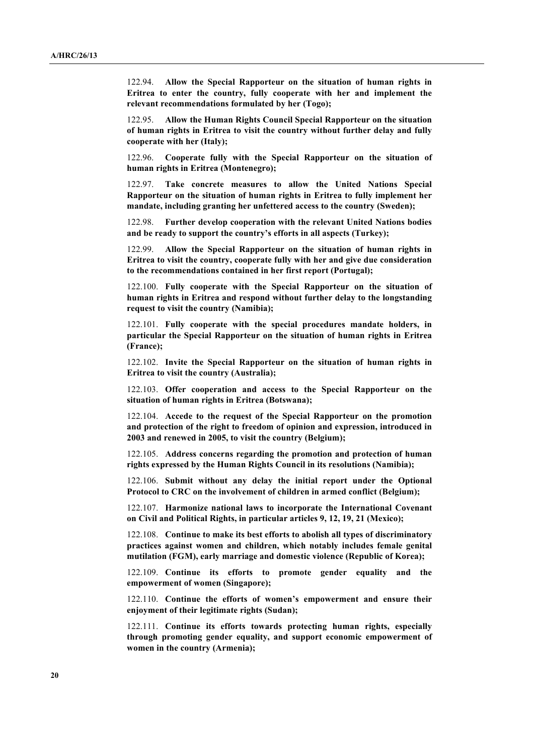122.94. **Allow the Special Rapporteur on the situation of human rights in Eritrea to enter the country, fully cooperate with her and implement the relevant recommendations formulated by her (Togo);**

122.95. **Allow the Human Rights Council Special Rapporteur on the situation of human rights in Eritrea to visit the country without further delay and fully cooperate with her (Italy);**

122.96. **Cooperate fully with the Special Rapporteur on the situation of human rights in Eritrea (Montenegro);**

122.97. **Take concrete measures to allow the United Nations Special Rapporteur on the situation of human rights in Eritrea to fully implement her mandate, including granting her unfettered access to the country (Sweden);**

122.98. **Further develop cooperation with the relevant United Nations bodies and be ready to support the country's efforts in all aspects (Turkey);**

122.99. **Allow the Special Rapporteur on the situation of human rights in Eritrea to visit the country, cooperate fully with her and give due consideration to the recommendations contained in her first report (Portugal);**

122.100. **Fully cooperate with the Special Rapporteur on the situation of human rights in Eritrea and respond without further delay to the longstanding request to visit the country (Namibia);**

122.101. **Fully cooperate with the special procedures mandate holders, in particular the Special Rapporteur on the situation of human rights in Eritrea (France);**

122.102. **Invite the Special Rapporteur on the situation of human rights in Eritrea to visit the country (Australia);**

122.103. **Offer cooperation and access to the Special Rapporteur on the situation of human rights in Eritrea (Botswana);**

122.104. **Accede to the request of the Special Rapporteur on the promotion and protection of the right to freedom of opinion and expression, introduced in 2003 and renewed in 2005, to visit the country (Belgium);**

122.105. **Address concerns regarding the promotion and protection of human rights expressed by the Human Rights Council in its resolutions (Namibia);**

122.106. **Submit without any delay the initial report under the Optional Protocol to CRC on the involvement of children in armed conflict (Belgium);**

122.107. **Harmonize national laws to incorporate the International Covenant on Civil and Political Rights, in particular articles 9, 12, 19, 21 (Mexico);**

122.108. **Continue to make its best efforts to abolish all types of discriminatory practices against women and children, which notably includes female genital mutilation (FGM), early marriage and domestic violence (Republic of Korea);**

122.109. **Continue its efforts to promote gender equality and the empowerment of women (Singapore);**

122.110. **Continue the efforts of women's empowerment and ensure their enjoyment of their legitimate rights (Sudan);**

122.111. **Continue its efforts towards protecting human rights, especially through promoting gender equality, and support economic empowerment of women in the country (Armenia);**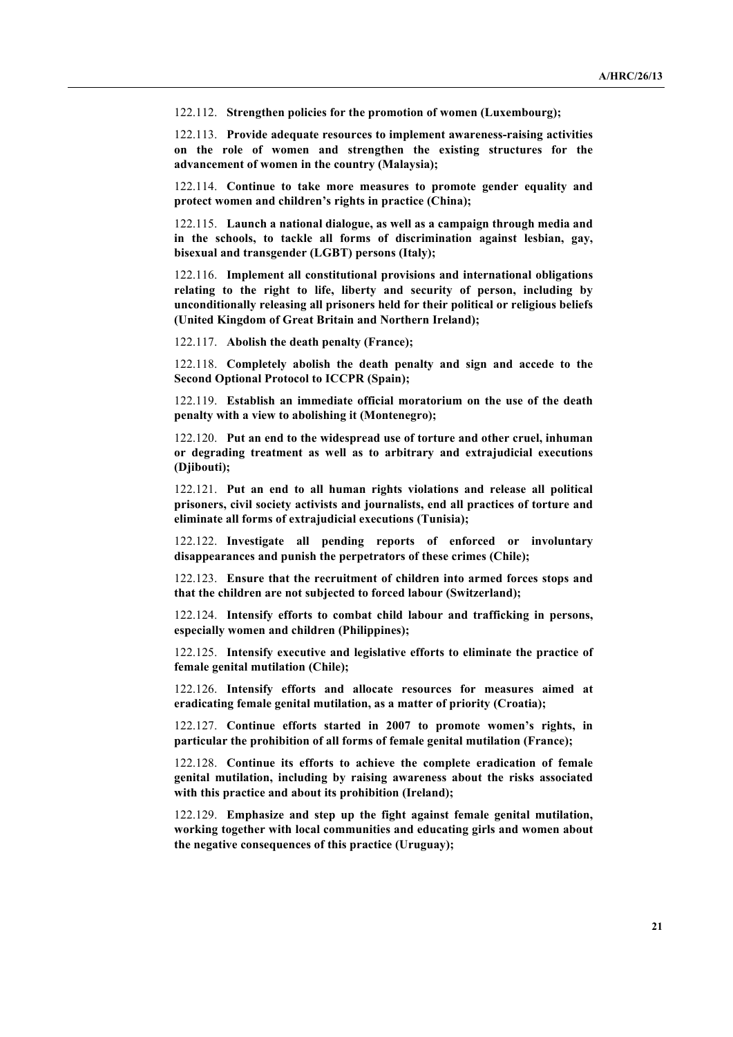122.112. **Strengthen policies for the promotion of women (Luxembourg);**

122.113. **Provide adequate resources to implement awareness-raising activities on the role of women and strengthen the existing structures for the advancement of women in the country (Malaysia);**

122.114. **Continue to take more measures to promote gender equality and protect women and children's rights in practice (China);**

122.115. **Launch a national dialogue, as well as a campaign through media and in the schools, to tackle all forms of discrimination against lesbian, gay, bisexual and transgender (LGBT) persons (Italy);**

122.116. **Implement all constitutional provisions and international obligations relating to the right to life, liberty and security of person, including by unconditionally releasing all prisoners held for their political or religious beliefs (United Kingdom of Great Britain and Northern Ireland);**

122.117. **Abolish the death penalty (France);**

122.118. **Completely abolish the death penalty and sign and accede to the Second Optional Protocol to ICCPR (Spain);**

122.119. **Establish an immediate official moratorium on the use of the death penalty with a view to abolishing it (Montenegro);**

122.120. **Put an end to the widespread use of torture and other cruel, inhuman or degrading treatment as well as to arbitrary and extrajudicial executions (Djibouti);**

122.121. **Put an end to all human rights violations and release all political prisoners, civil society activists and journalists, end all practices of torture and eliminate all forms of extrajudicial executions (Tunisia);**

122.122. **Investigate all pending reports of enforced or involuntary disappearances and punish the perpetrators of these crimes (Chile);**

122.123. **Ensure that the recruitment of children into armed forces stops and that the children are not subjected to forced labour (Switzerland);**

122.124. **Intensify efforts to combat child labour and trafficking in persons, especially women and children (Philippines);**

122.125. **Intensify executive and legislative efforts to eliminate the practice of female genital mutilation (Chile);**

122.126. **Intensify efforts and allocate resources for measures aimed at eradicating female genital mutilation, as a matter of priority (Croatia);**

122.127. **Continue efforts started in 2007 to promote women's rights, in particular the prohibition of all forms of female genital mutilation (France);**

122.128. **Continue its efforts to achieve the complete eradication of female genital mutilation, including by raising awareness about the risks associated with this practice and about its prohibition (Ireland);**

122.129. **Emphasize and step up the fight against female genital mutilation, working together with local communities and educating girls and women about the negative consequences of this practice (Uruguay);**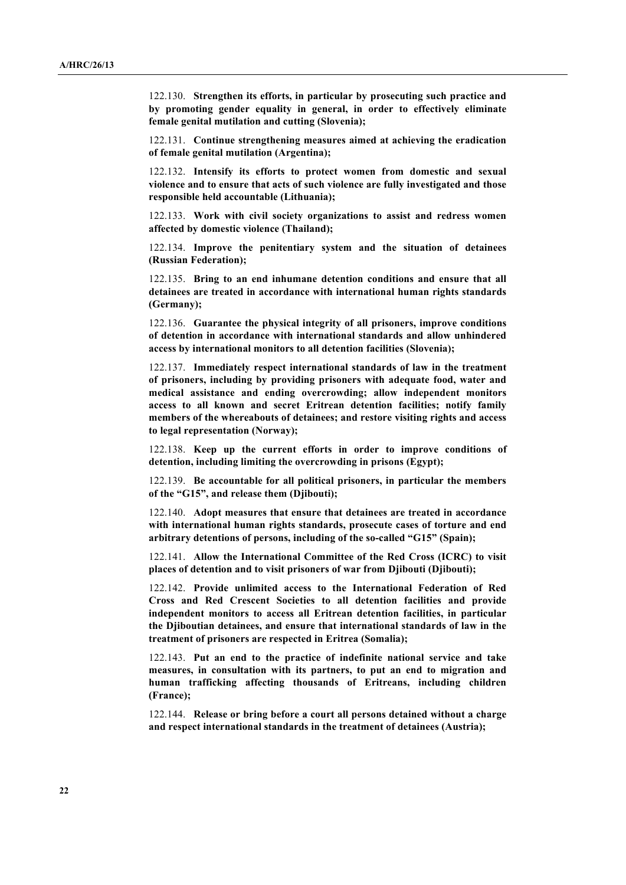122.130. **Strengthen its efforts, in particular by prosecuting such practice and by promoting gender equality in general, in order to effectively eliminate female genital mutilation and cutting (Slovenia);**

122.131. **Continue strengthening measures aimed at achieving the eradication of female genital mutilation (Argentina);**

122.132. **Intensify its efforts to protect women from domestic and sexual violence and to ensure that acts of such violence are fully investigated and those responsible held accountable (Lithuania);**

122.133. **Work with civil society organizations to assist and redress women affected by domestic violence (Thailand);**

122.134. **Improve the penitentiary system and the situation of detainees (Russian Federation);**

122.135. **Bring to an end inhumane detention conditions and ensure that all detainees are treated in accordance with international human rights standards (Germany);**

122.136. **Guarantee the physical integrity of all prisoners, improve conditions of detention in accordance with international standards and allow unhindered access by international monitors to all detention facilities (Slovenia);**

122.137. **Immediately respect international standards of law in the treatment of prisoners, including by providing prisoners with adequate food, water and medical assistance and ending overcrowding; allow independent monitors access to all known and secret Eritrean detention facilities; notify family members of the whereabouts of detainees; and restore visiting rights and access to legal representation (Norway);**

122.138. **Keep up the current efforts in order to improve conditions of detention, including limiting the overcrowding in prisons (Egypt);**

122.139. **Be accountable for all political prisoners, in particular the members of the "G15", and release them (Djibouti);**

122.140. **Adopt measures that ensure that detainees are treated in accordance with international human rights standards, prosecute cases of torture and end arbitrary detentions of persons, including of the so-called "G15" (Spain);**

122.141. **Allow the International Committee of the Red Cross (ICRC) to visit places of detention and to visit prisoners of war from Djibouti (Djibouti);**

122.142. **Provide unlimited access to the International Federation of Red Cross and Red Crescent Societies to all detention facilities and provide independent monitors to access all Eritrean detention facilities, in particular the Djiboutian detainees, and ensure that international standards of law in the treatment of prisoners are respected in Eritrea (Somalia);**

122.143. **Put an end to the practice of indefinite national service and take measures, in consultation with its partners, to put an end to migration and human trafficking affecting thousands of Eritreans, including children (France);**

122.144. **Release or bring before a court all persons detained without a charge and respect international standards in the treatment of detainees (Austria);**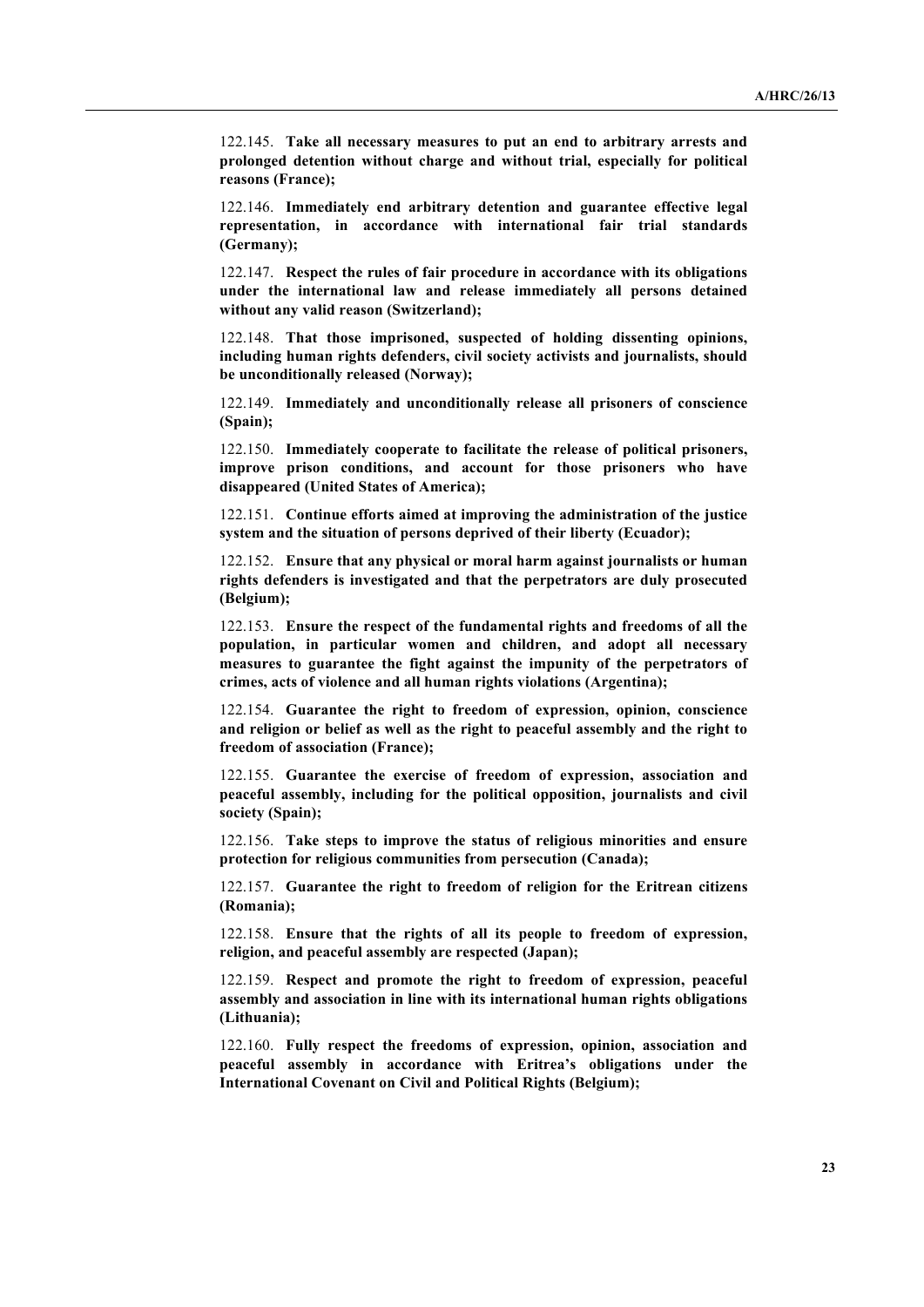122.145. **Take all necessary measures to put an end to arbitrary arrests and prolonged detention without charge and without trial, especially for political reasons (France);**

122.146. **Immediately end arbitrary detention and guarantee effective legal representation, in accordance with international fair trial standards (Germany);**

122.147. **Respect the rules of fair procedure in accordance with its obligations under the international law and release immediately all persons detained without any valid reason (Switzerland);**

122.148. **That those imprisoned, suspected of holding dissenting opinions, including human rights defenders, civil society activists and journalists, should be unconditionally released (Norway);**

122.149. **Immediately and unconditionally release all prisoners of conscience (Spain);**

122.150. **Immediately cooperate to facilitate the release of political prisoners, improve prison conditions, and account for those prisoners who have disappeared (United States of America);**

122.151. **Continue efforts aimed at improving the administration of the justice system and the situation of persons deprived of their liberty (Ecuador);**

122.152. **Ensure that any physical or moral harm against journalists or human rights defenders is investigated and that the perpetrators are duly prosecuted (Belgium);**

122.153. **Ensure the respect of the fundamental rights and freedoms of all the population, in particular women and children, and adopt all necessary measures to guarantee the fight against the impunity of the perpetrators of crimes, acts of violence and all human rights violations (Argentina);**

122.154. **Guarantee the right to freedom of expression, opinion, conscience and religion or belief as well as the right to peaceful assembly and the right to freedom of association (France);**

122.155. **Guarantee the exercise of freedom of expression, association and peaceful assembly, including for the political opposition, journalists and civil society (Spain);**

122.156. **Take steps to improve the status of religious minorities and ensure protection for religious communities from persecution (Canada);**

122.157. **Guarantee the right to freedom of religion for the Eritrean citizens (Romania);**

122.158. **Ensure that the rights of all its people to freedom of expression, religion, and peaceful assembly are respected (Japan);**

122.159. **Respect and promote the right to freedom of expression, peaceful assembly and association in line with its international human rights obligations (Lithuania);**

122.160. **Fully respect the freedoms of expression, opinion, association and peaceful assembly in accordance with Eritrea's obligations under the International Covenant on Civil and Political Rights (Belgium);**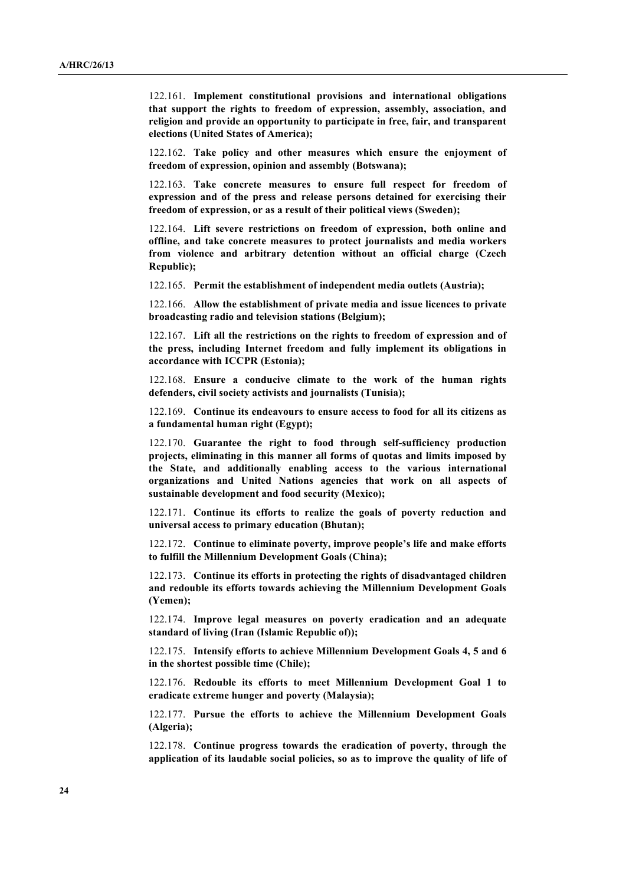122.161. **Implement constitutional provisions and international obligations that support the rights to freedom of expression, assembly, association, and religion and provide an opportunity to participate in free, fair, and transparent elections (United States of America);**

122.162. **Take policy and other measures which ensure the enjoyment of freedom of expression, opinion and assembly (Botswana);**

122.163. **Take concrete measures to ensure full respect for freedom of expression and of the press and release persons detained for exercising their freedom of expression, or as a result of their political views (Sweden);**

122.164. **Lift severe restrictions on freedom of expression, both online and offline, and take concrete measures to protect journalists and media workers from violence and arbitrary detention without an official charge (Czech Republic);**

122.165. **Permit the establishment of independent media outlets (Austria);**

122.166. **Allow the establishment of private media and issue licences to private broadcasting radio and television stations (Belgium);**

122.167. **Lift all the restrictions on the rights to freedom of expression and of the press, including Internet freedom and fully implement its obligations in accordance with ICCPR (Estonia);**

122.168. **Ensure a conducive climate to the work of the human rights defenders, civil society activists and journalists (Tunisia);**

122.169. **Continue its endeavours to ensure access to food for all its citizens as a fundamental human right (Egypt);**

122.170. **Guarantee the right to food through self-sufficiency production projects, eliminating in this manner all forms of quotas and limits imposed by the State, and additionally enabling access to the various international organizations and United Nations agencies that work on all aspects of sustainable development and food security (Mexico);**

122.171. **Continue its efforts to realize the goals of poverty reduction and universal access to primary education (Bhutan);**

122.172. **Continue to eliminate poverty, improve people's life and make efforts to fulfill the Millennium Development Goals (China);**

122.173. **Continue its efforts in protecting the rights of disadvantaged children and redouble its efforts towards achieving the Millennium Development Goals (Yemen);**

122.174. **Improve legal measures on poverty eradication and an adequate standard of living (Iran (Islamic Republic of));**

122.175. **Intensify efforts to achieve Millennium Development Goals 4, 5 and 6 in the shortest possible time (Chile);**

122.176. **Redouble its efforts to meet Millennium Development Goal 1 to eradicate extreme hunger and poverty (Malaysia);**

122.177. **Pursue the efforts to achieve the Millennium Development Goals (Algeria);**

122.178. **Continue progress towards the eradication of poverty, through the application of its laudable social policies, so as to improve the quality of life of**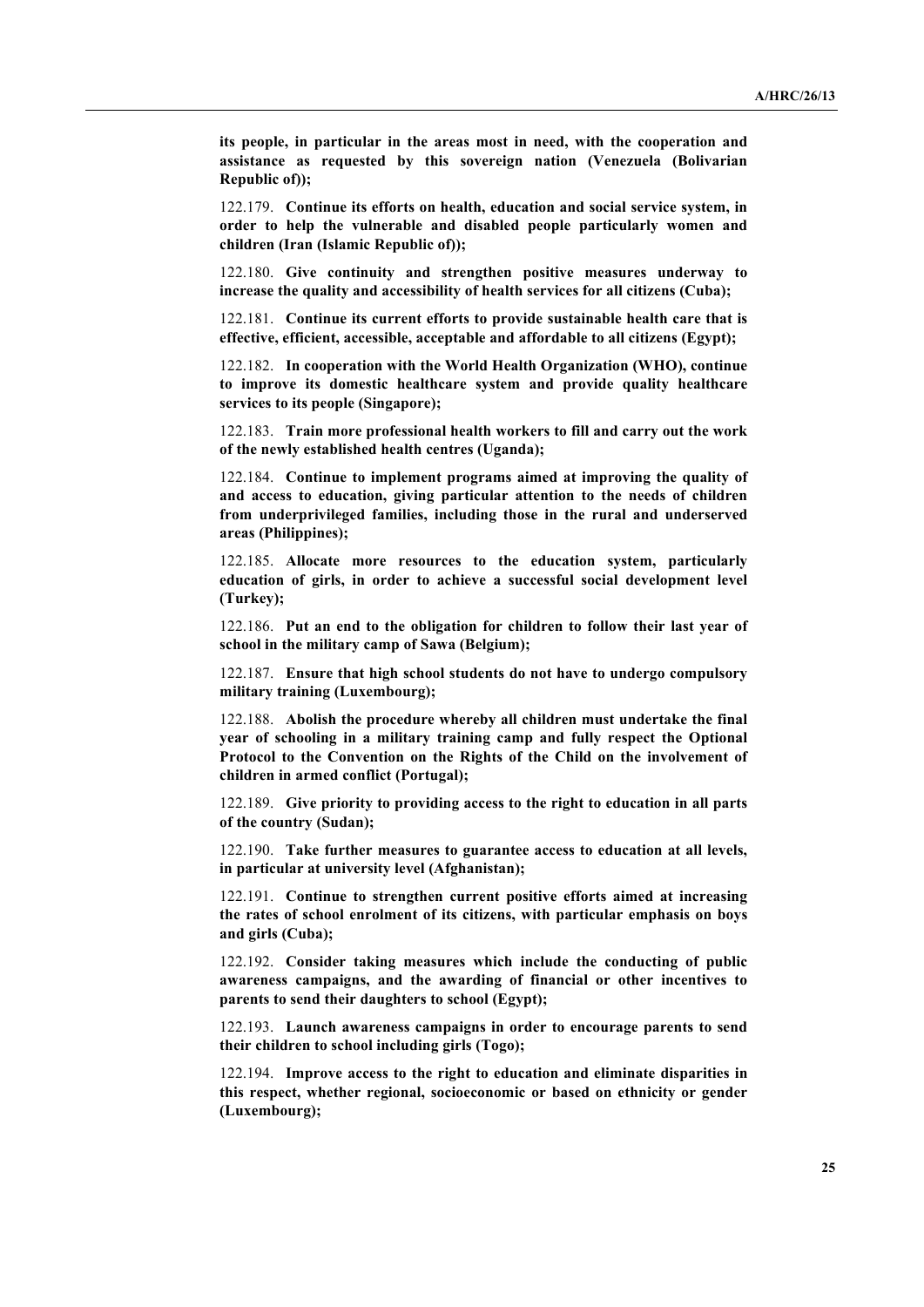**its people, in particular in the areas most in need, with the cooperation and assistance as requested by this sovereign nation (Venezuela (Bolivarian Republic of));**

122.179. **Continue its efforts on health, education and social service system, in order to help the vulnerable and disabled people particularly women and children (Iran (Islamic Republic of));**

122.180. **Give continuity and strengthen positive measures underway to increase the quality and accessibility of health services for all citizens (Cuba);**

122.181. **Continue its current efforts to provide sustainable health care that is effective, efficient, accessible, acceptable and affordable to all citizens (Egypt);**

122.182. **In cooperation with the World Health Organization (WHO), continue to improve its domestic healthcare system and provide quality healthcare services to its people (Singapore);**

122.183. **Train more professional health workers to fill and carry out the work of the newly established health centres (Uganda);**

122.184. **Continue to implement programs aimed at improving the quality of and access to education, giving particular attention to the needs of children from underprivileged families, including those in the rural and underserved areas (Philippines);**

122.185. **Allocate more resources to the education system, particularly education of girls, in order to achieve a successful social development level (Turkey);**

122.186. **Put an end to the obligation for children to follow their last year of school in the military camp of Sawa (Belgium);**

122.187. **Ensure that high school students do not have to undergo compulsory military training (Luxembourg);**

122.188. **Abolish the procedure whereby all children must undertake the final year of schooling in a military training camp and fully respect the Optional Protocol to the Convention on the Rights of the Child on the involvement of children in armed conflict (Portugal);**

122.189. **Give priority to providing access to the right to education in all parts of the country (Sudan);**

122.190. **Take further measures to guarantee access to education at all levels, in particular at university level (Afghanistan);**

122.191. **Continue to strengthen current positive efforts aimed at increasing the rates of school enrolment of its citizens, with particular emphasis on boys and girls (Cuba);**

122.192. **Consider taking measures which include the conducting of public awareness campaigns, and the awarding of financial or other incentives to parents to send their daughters to school (Egypt);**

122.193. **Launch awareness campaigns in order to encourage parents to send their children to school including girls (Togo);**

122.194. **Improve access to the right to education and eliminate disparities in this respect, whether regional, socioeconomic or based on ethnicity or gender (Luxembourg);**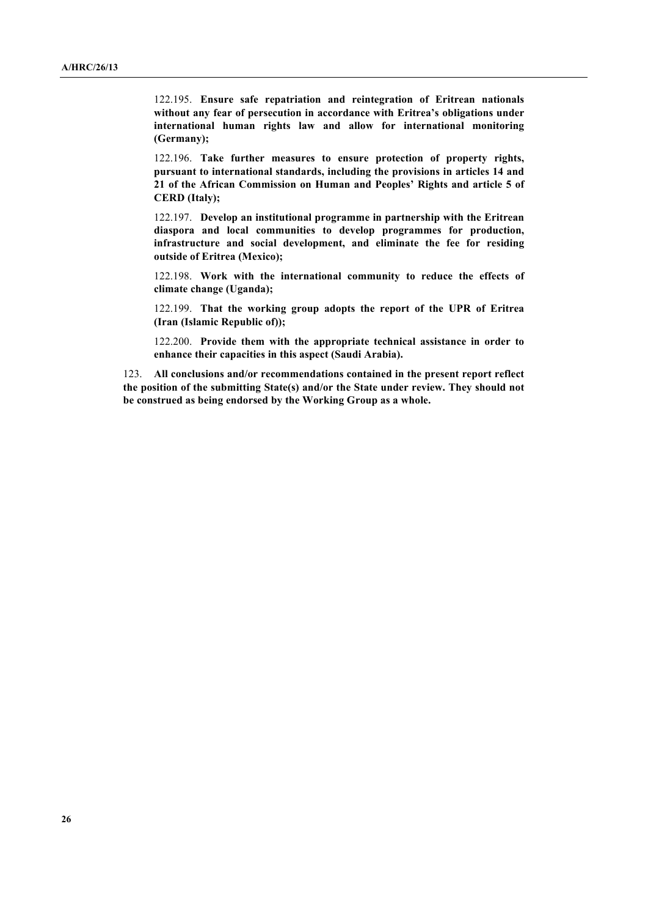122.195. **Ensure safe repatriation and reintegration of Eritrean nationals without any fear of persecution in accordance with Eritrea's obligations under international human rights law and allow for international monitoring (Germany);**

122.196. **Take further measures to ensure protection of property rights, pursuant to international standards, including the provisions in articles 14 and 21 of the African Commission on Human and Peoples' Rights and article 5 of CERD (Italy);**

122.197. **Develop an institutional programme in partnership with the Eritrean diaspora and local communities to develop programmes for production, infrastructure and social development, and eliminate the fee for residing outside of Eritrea (Mexico);**

122.198. **Work with the international community to reduce the effects of climate change (Uganda);**

122.199. **That the working group adopts the report of the UPR of Eritrea (Iran (Islamic Republic of));**

122.200. **Provide them with the appropriate technical assistance in order to enhance their capacities in this aspect (Saudi Arabia).**

123. **All conclusions and/or recommendations contained in the present report reflect the position of the submitting State(s) and/or the State under review. They should not be construed as being endorsed by the Working Group as a whole.**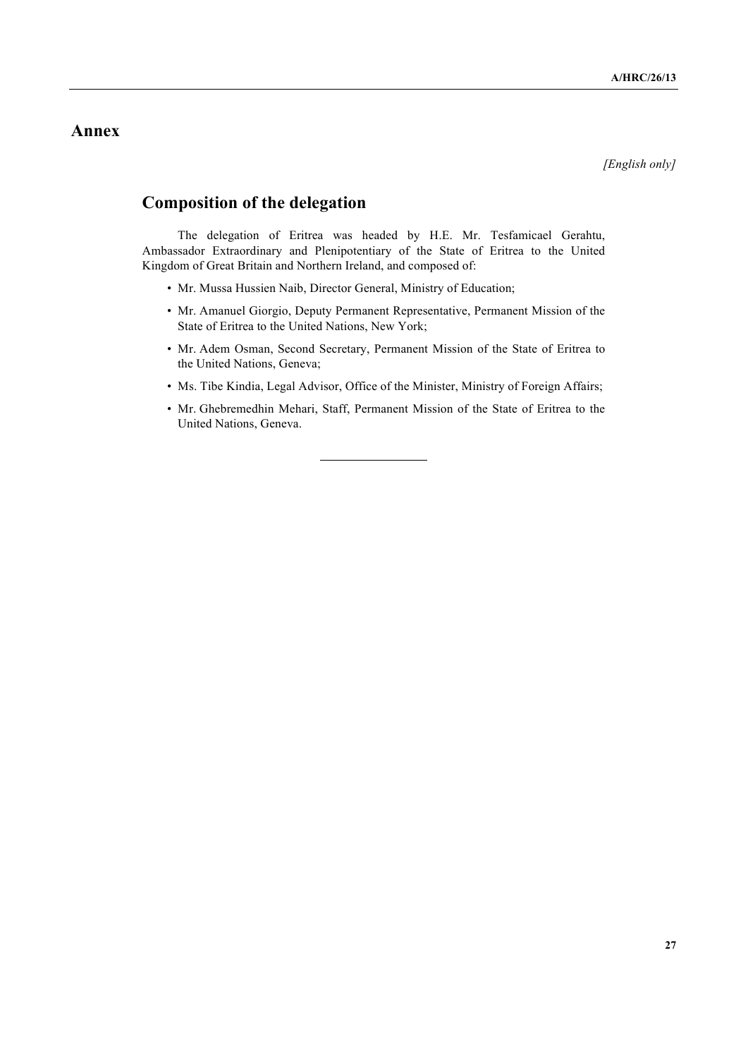# Annex

*[English only]*

## Composition of the delegation

The delegation of Eritrea was headed by H.E. Mr. Tesfamicael Gerahtu, Ambassador Extraordinary and Plenipotentiary of the State of Eritrea to the United Kingdom of Great Britain and Northern Ireland, and composed of:

- Mr. Mussa Hussien Naib, Director General, Ministry of Education;
- Mr. Amanuel Giorgio, Deputy Permanent Representative, Permanent Mission of the State of Eritrea to the United Nations, New York;
- Mr. Adem Osman, Second Secretary, Permanent Mission of the State of Eritrea to the United Nations, Geneva;
- Ms. Tibe Kindia, Legal Advisor, Office of the Minister, Ministry of Foreign Affairs;
- Mr. Ghebremedhin Mehari, Staff, Permanent Mission of the State of Eritrea to the United Nations, Geneva.